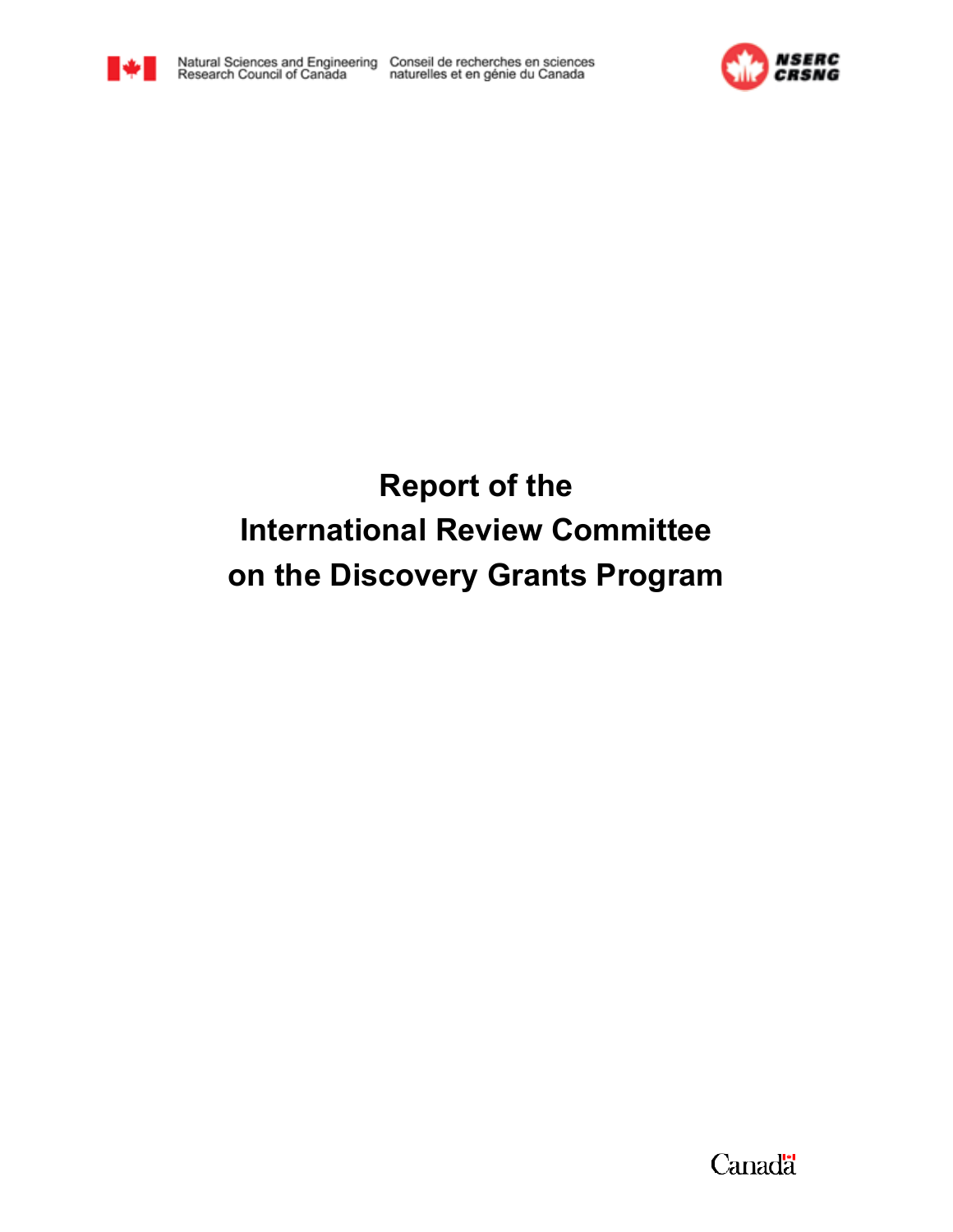Natural Sciences and Engineering Research Council of Canada | Conseil de recherches en sciences naturelles et en génie du Canada

NSERC CRSNG

# Report of the International Review Committee on the Discovery Grants Program

Canada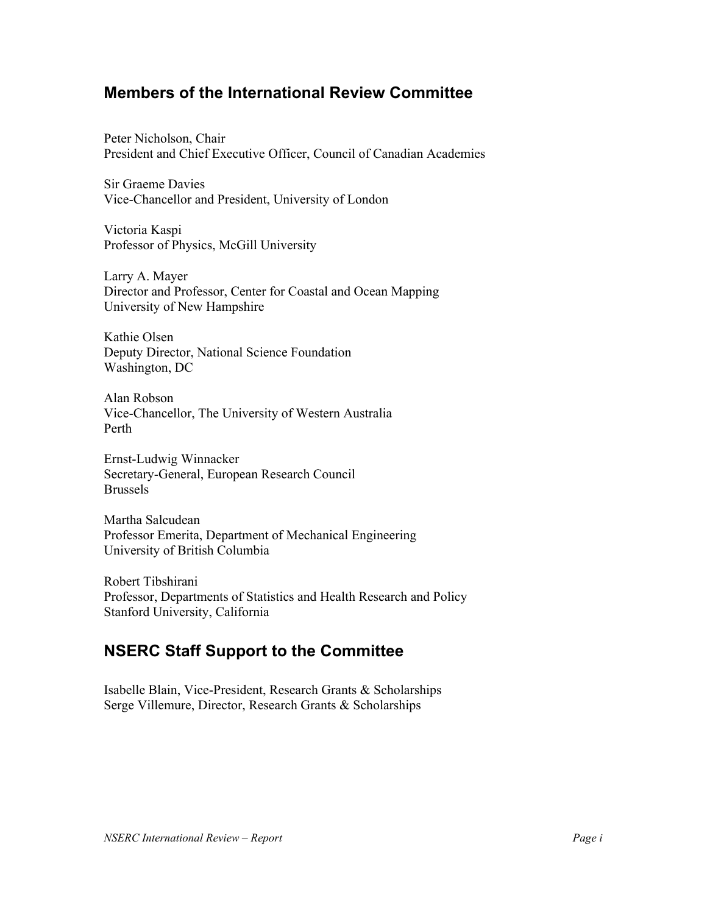## Members of the International Review Committee

Peter Nicholson, Chair
President and Chief Executive Officer, Council of Canadian Academies

Sir Graeme Davies
Vice-Chancellor and President, University of London

Victoria Kaspi
Professor of Physics, McGill University

Larry A. Mayer
Director and Professor, Center for Coastal and Ocean Mapping
University of New Hampshire

Kathie Olsen
Deputy Director, National Science Foundation
Washington, DC

Alan Robson
Vice-Chancellor, The University of Western Australia
Perth

Ernst-Ludwig Winnacker
Secretary-General, European Research Council
Brussels

Martha Salcudean
Professor Emerita, Department of Mechanical Engineering
University of British Columbia

Robert Tibshirani
Professor, Departments of Statistics and Health Research and Policy
Stanford University, California

## NSERC Staff Support to the Committee

Isabelle Blain, Vice-President, Research Grants & Scholarships
Serge Villemure, Director, Research Grants & Scholarships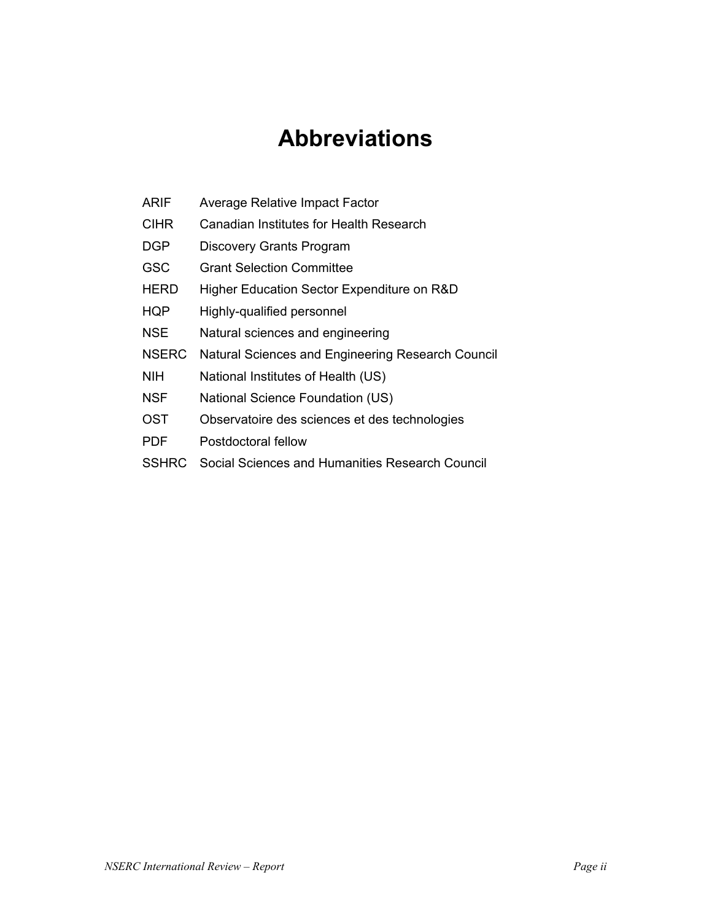# Abbreviations

| | |
|---|---|
| ARIF | Average Relative Impact Factor |
| CIHR | Canadian Institutes for Health Research |
| DGP | Discovery Grants Program |
| GSC | Grant Selection Committee |
| HERD | Higher Education Sector Expenditure on R&D |
| HQP | Highly-qualified personnel |
| NSE | Natural sciences and engineering |
| NSERC | Natural Sciences and Engineering Research Council |
| NIH | National Institutes of Health (US) |
| NSF | National Science Foundation (US) |
| OST | Observatoire des sciences et des technologies |
| PDF | Postdoctoral fellow |
| SSHRC | Social Sciences and Humanities Research Council |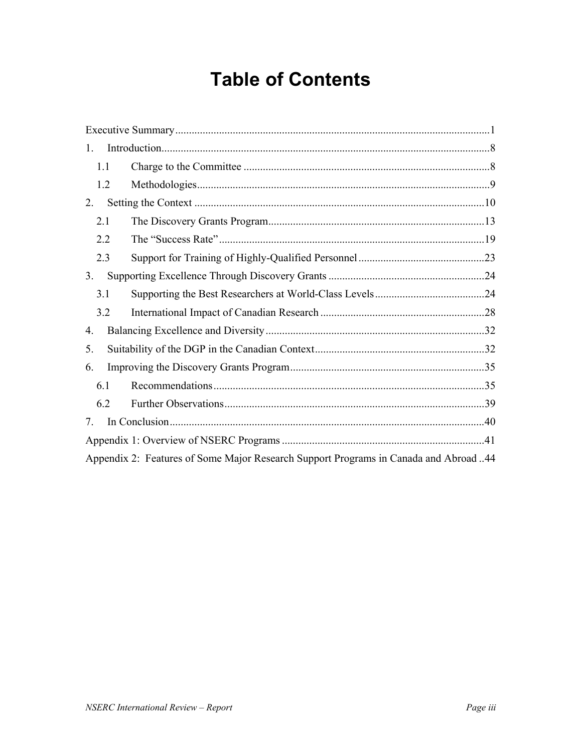# Table of Contents

Executive Summary ... 1

1. Introduction ... 8
   - 1.1 Charge to the Committee ... 8
   - 1.2 Methodologies ... 9
2. Setting the Context ... 10
   - 2.1 The Discovery Grants Program ... 13
   - 2.2 The "Success Rate" ... 19
   - 2.3 Support for Training of Highly-Qualified Personnel ... 23
3. Supporting Excellence Through Discovery Grants ... 24
   - 3.1 Supporting the Best Researchers at World-Class Levels ... 24
   - 3.2 International Impact of Canadian Research ... 28
4. Balancing Excellence and Diversity ... 32
5. Suitability of the DGP in the Canadian Context ... 32
6. Improving the Discovery Grants Program ... 35
   - 6.1 Recommendations ... 35
   - 6.2 Further Observations ... 39
7. In Conclusion ... 40

Appendix 1: Overview of NSERC Programs ... 41

Appendix 2: Features of Some Major Research Support Programs in Canada and Abroad ... 44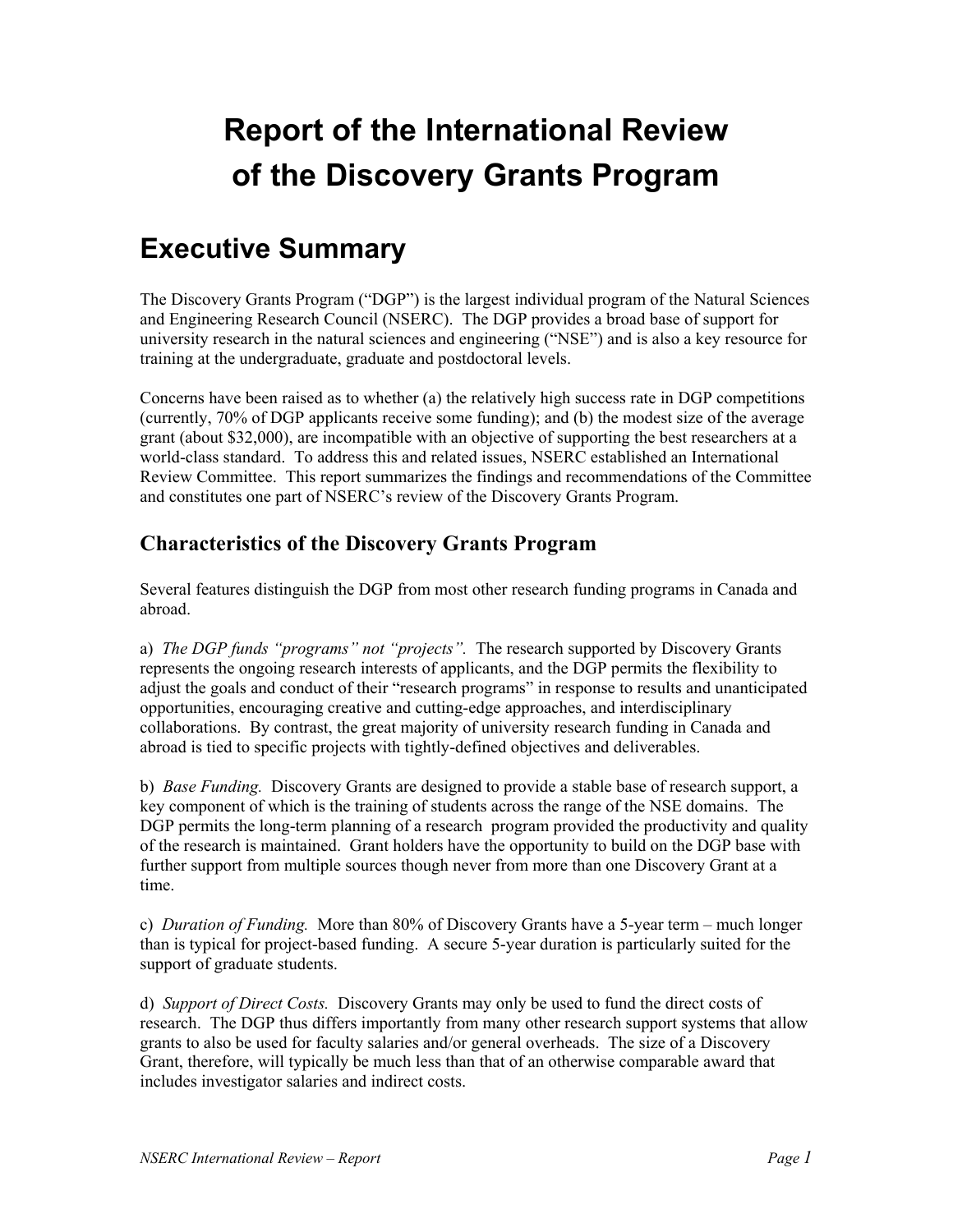# Report of the International Review of the Discovery Grants Program

## Executive Summary

The Discovery Grants Program ("DGP") is the largest individual program of the Natural Sciences and Engineering Research Council (NSERC). The DGP provides a broad base of support for university research in the natural sciences and engineering ("NSE") and is also a key resource for training at the undergraduate, graduate and postdoctoral levels.

Concerns have been raised as to whether (a) the relatively high success rate in DGP competitions (currently, 70% of DGP applicants receive some funding); and (b) the modest size of the average grant (about $32,000), are incompatible with an objective of supporting the best researchers at a world-class standard. To address this and related issues, NSERC established an International Review Committee. This report summarizes the findings and recommendations of the Committee and constitutes one part of NSERC's review of the Discovery Grants Program.

### Characteristics of the Discovery Grants Program

Several features distinguish the DGP from most other research funding programs in Canada and abroad.

a) *The DGP funds "programs" not "projects".* The research supported by Discovery Grants represents the ongoing research interests of applicants, and the DGP permits the flexibility to adjust the goals and conduct of their "research programs" in response to results and unanticipated opportunities, encouraging creative and cutting-edge approaches, and interdisciplinary collaborations. By contrast, the great majority of university research funding in Canada and abroad is tied to specific projects with tightly-defined objectives and deliverables.

b) *Base Funding.* Discovery Grants are designed to provide a stable base of research support, a key component of which is the training of students across the range of the NSE domains. The DGP permits the long-term planning of a research program provided the productivity and quality of the research is maintained. Grant holders have the opportunity to build on the DGP base with further support from multiple sources though never from more than one Discovery Grant at a time.

c) *Duration of Funding.* More than 80% of Discovery Grants have a 5-year term – much longer than is typical for project-based funding. A secure 5-year duration is particularly suited for the support of graduate students.

d) *Support of Direct Costs.* Discovery Grants may only be used to fund the direct costs of research. The DGP thus differs importantly from many other research support systems that allow grants to also be used for faculty salaries and/or general overheads. The size of a Discovery Grant, therefore, will typically be much less than that of an otherwise comparable award that includes investigator salaries and indirect costs.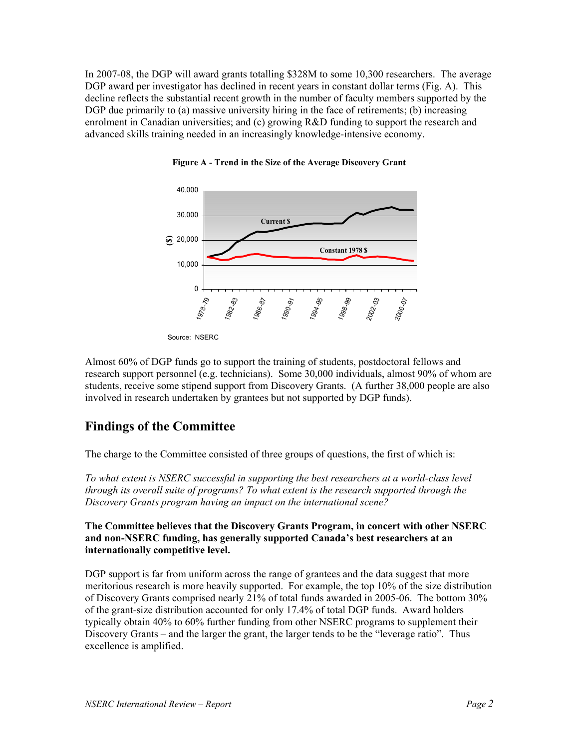In 2007-08, the DGP will award grants totalling $328M to some 10,300 researchers. The average DGP award per investigator has declined in recent years in constant dollar terms (Fig. A). This decline reflects the substantial recent growth in the number of faculty members supported by the DGP due primarily to (a) massive university hiring in the face of retirements; (b) increasing enrolment in Canadian universities; and (c) growing R&D funding to support the research and advanced skills training needed in an increasingly knowledge-intensive economy.

**Figure A - Trend in the Size of the Average Discovery Grant**

Source: NSERC

Almost 60% of DGP funds go to support the training of students, postdoctoral fellows and research support personnel (e.g. technicians). Some 30,000 individuals, almost 90% of whom are students, receive some stipend support from Discovery Grants. (A further 38,000 people are also involved in research undertaken by grantees but not supported by DGP funds).

## Findings of the Committee

The charge to the Committee consisted of three groups of questions, the first of which is:

*To what extent is NSERC successful in supporting the best researchers at a world-class level through its overall suite of programs? To what extent is the research supported through the Discovery Grants program having an impact on the international scene?*

**The Committee believes that the Discovery Grants Program, in concert with other NSERC and non-NSERC funding, has generally supported Canada's best researchers at an internationally competitive level.**

DGP support is far from uniform across the range of grantees and the data suggest that more meritorious research is more heavily supported. For example, the top 10% of the size distribution of Discovery Grants comprised nearly 21% of total funds awarded in 2005-06. The bottom 30% of the grant-size distribution accounted for only 17.4% of total DGP funds. Award holders typically obtain 40% to 60% further funding from other NSERC programs to supplement their Discovery Grants – and the larger the grant, the larger tends to be the "leverage ratio". Thus excellence is amplified.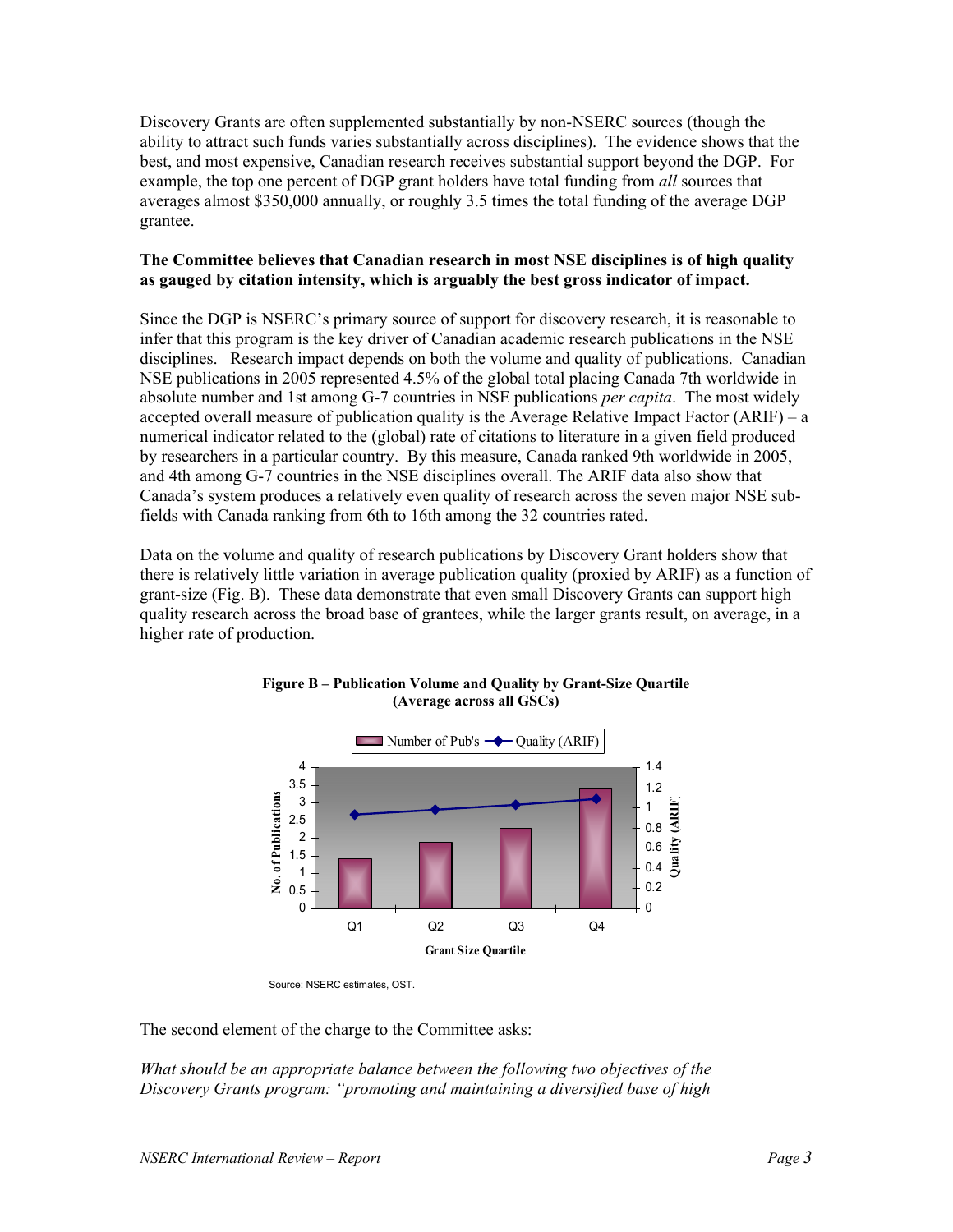Discovery Grants are often supplemented substantially by non-NSERC sources (though the ability to attract such funds varies substantially across disciplines). The evidence shows that the best, and most expensive, Canadian research receives substantial support beyond the DGP. For example, the top one percent of DGP grant holders have total funding from *all* sources that averages almost $350,000 annually, or roughly 3.5 times the total funding of the average DGP grantee.

**The Committee believes that Canadian research in most NSE disciplines is of high quality as gauged by citation intensity, which is arguably the best gross indicator of impact.**

Since the DGP is NSERC's primary source of support for discovery research, it is reasonable to infer that this program is the key driver of Canadian academic research publications in the NSE disciplines. Research impact depends on both the volume and quality of publications. Canadian NSE publications in 2005 represented 4.5% of the global total placing Canada 7th worldwide in absolute number and 1st among G-7 countries in NSE publications *per capita*. The most widely accepted overall measure of publication quality is the Average Relative Impact Factor (ARIF) – a numerical indicator related to the (global) rate of citations to literature in a given field produced by researchers in a particular country. By this measure, Canada ranked 9th worldwide in 2005, and 4th among G-7 countries in the NSE disciplines overall. The ARIF data also show that Canada's system produces a relatively even quality of research across the seven major NSE sub-fields with Canada ranking from 6th to 16th among the 32 countries rated.

Data on the volume and quality of research publications by Discovery Grant holders show that there is relatively little variation in average publication quality (proxied by ARIF) as a function of grant-size (Fig. B). These data demonstrate that even small Discovery Grants can support high quality research across the broad base of grantees, while the larger grants result, on average, in a higher rate of production.

**Figure B – Publication Volume and Quality by Grant-Size Quartile (Average across all GSCs)**

Source: NSERC estimates, OST.

The second element of the charge to the Committee asks:

*What should be an appropriate balance between the following two objectives of the Discovery Grants program: "promoting and maintaining a diversified base of high*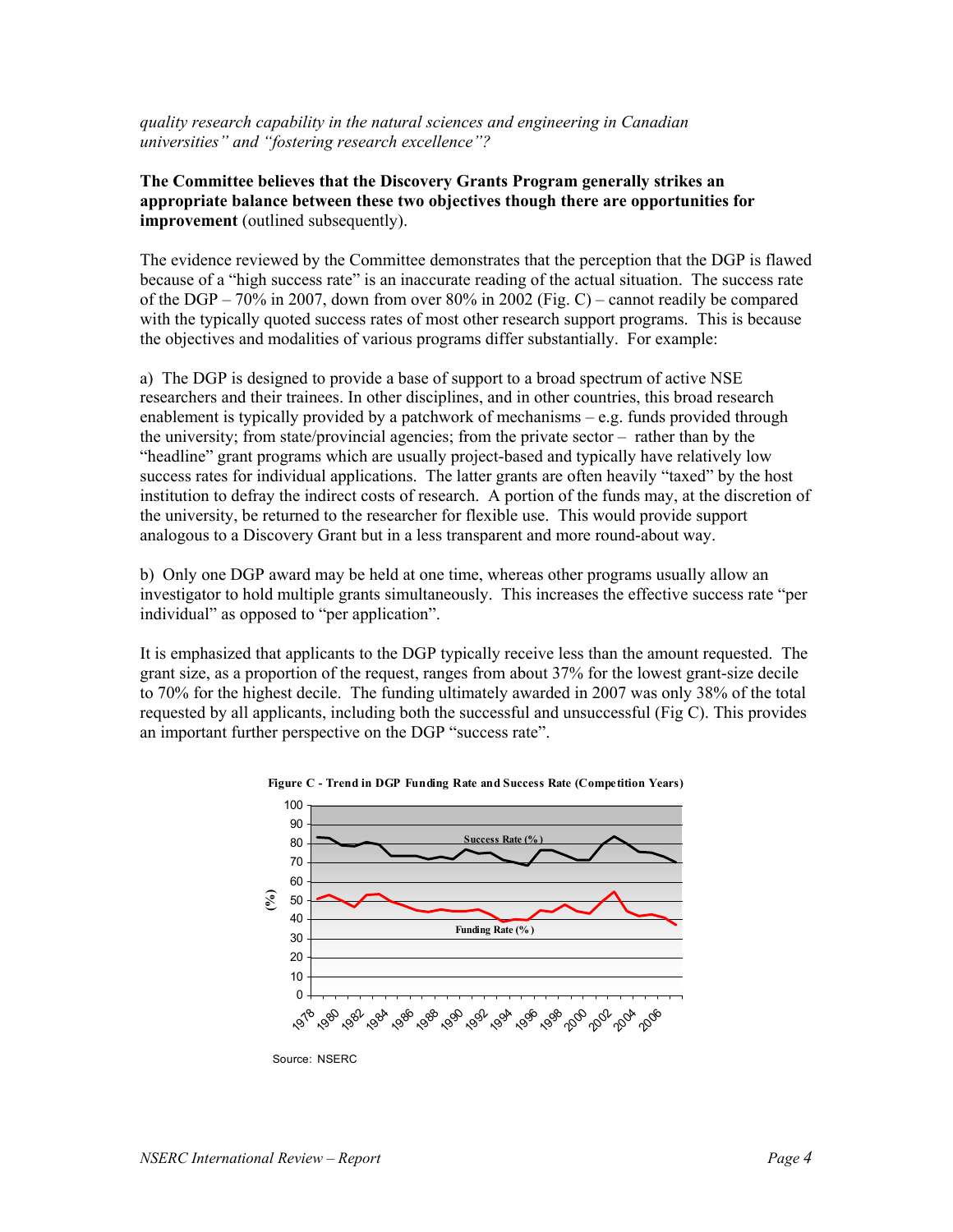*quality research capability in the natural sciences and engineering in Canadian universities" and "fostering research excellence"?*

**The Committee believes that the Discovery Grants Program generally strikes an appropriate balance between these two objectives though there are opportunities for improvement** (outlined subsequently).

The evidence reviewed by the Committee demonstrates that the perception that the DGP is flawed because of a "high success rate" is an inaccurate reading of the actual situation. The success rate of the DGP – 70% in 2007, down from over 80% in 2002 (Fig. C) – cannot readily be compared with the typically quoted success rates of most other research support programs. This is because the objectives and modalities of various programs differ substantially. For example:

a) The DGP is designed to provide a base of support to a broad spectrum of active NSE researchers and their trainees. In other disciplines, and in other countries, this broad research enablement is typically provided by a patchwork of mechanisms – e.g. funds provided through the university; from state/provincial agencies; from the private sector – rather than by the "headline" grant programs which are usually project-based and typically have relatively low success rates for individual applications. The latter grants are often heavily "taxed" by the host institution to defray the indirect costs of research. A portion of the funds may, at the discretion of the university, be returned to the researcher for flexible use. This would provide support analogous to a Discovery Grant but in a less transparent and more round-about way.

b) Only one DGP award may be held at one time, whereas other programs usually allow an investigator to hold multiple grants simultaneously. This increases the effective success rate "per individual" as opposed to "per application".

It is emphasized that applicants to the DGP typically receive less than the amount requested. The grant size, as a proportion of the request, ranges from about 37% for the lowest grant-size decile to 70% for the highest decile. The funding ultimately awarded in 2007 was only 38% of the total requested by all applicants, including both the successful and unsuccessful (Fig C). This provides an important further perspective on the DGP "success rate".

**Figure C - Trend in DGP Funding Rate and Success Rate (Competition Years)**

Source: NSERC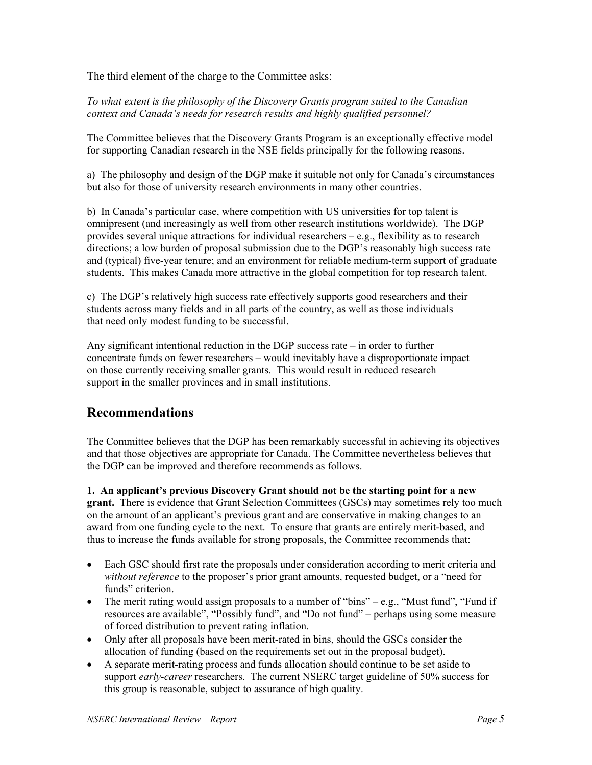The third element of the charge to the Committee asks:

*To what extent is the philosophy of the Discovery Grants program suited to the Canadian context and Canada's needs for research results and highly qualified personnel?*

The Committee believes that the Discovery Grants Program is an exceptionally effective model for supporting Canadian research in the NSE fields principally for the following reasons.

a) The philosophy and design of the DGP make it suitable not only for Canada's circumstances but also for those of university research environments in many other countries.

b) In Canada's particular case, where competition with US universities for top talent is omnipresent (and increasingly as well from other research institutions worldwide). The DGP provides several unique attractions for individual researchers – e.g., flexibility as to research directions; a low burden of proposal submission due to the DGP's reasonably high success rate and (typical) five-year tenure; and an environment for reliable medium-term support of graduate students. This makes Canada more attractive in the global competition for top research talent.

c) The DGP's relatively high success rate effectively supports good researchers and their students across many fields and in all parts of the country, as well as those individuals that need only modest funding to be successful.

Any significant intentional reduction in the DGP success rate – in order to further concentrate funds on fewer researchers – would inevitably have a disproportionate impact on those currently receiving smaller grants. This would result in reduced research support in the smaller provinces and in small institutions.

## Recommendations

The Committee believes that the DGP has been remarkably successful in achieving its objectives and that those objectives are appropriate for Canada. The Committee nevertheless believes that the DGP can be improved and therefore recommends as follows.

**1. An applicant's previous Discovery Grant should not be the starting point for a new grant.** There is evidence that Grant Selection Committees (GSCs) may sometimes rely too much on the amount of an applicant's previous grant and are conservative in making changes to an award from one funding cycle to the next. To ensure that grants are entirely merit-based, and thus to increase the funds available for strong proposals, the Committee recommends that:

- Each GSC should first rate the proposals under consideration according to merit criteria and *without reference* to the proposer's prior grant amounts, requested budget, or a "need for funds" criterion.
- The merit rating would assign proposals to a number of "bins" – e.g., "Must fund", "Fund if resources are available", "Possibly fund", and "Do not fund" – perhaps using some measure of forced distribution to prevent rating inflation.
- Only after all proposals have been merit-rated in bins, should the GSCs consider the allocation of funding (based on the requirements set out in the proposal budget).
- A separate merit-rating process and funds allocation should continue to be set aside to support *early-career* researchers. The current NSERC target guideline of 50% success for this group is reasonable, subject to assurance of high quality.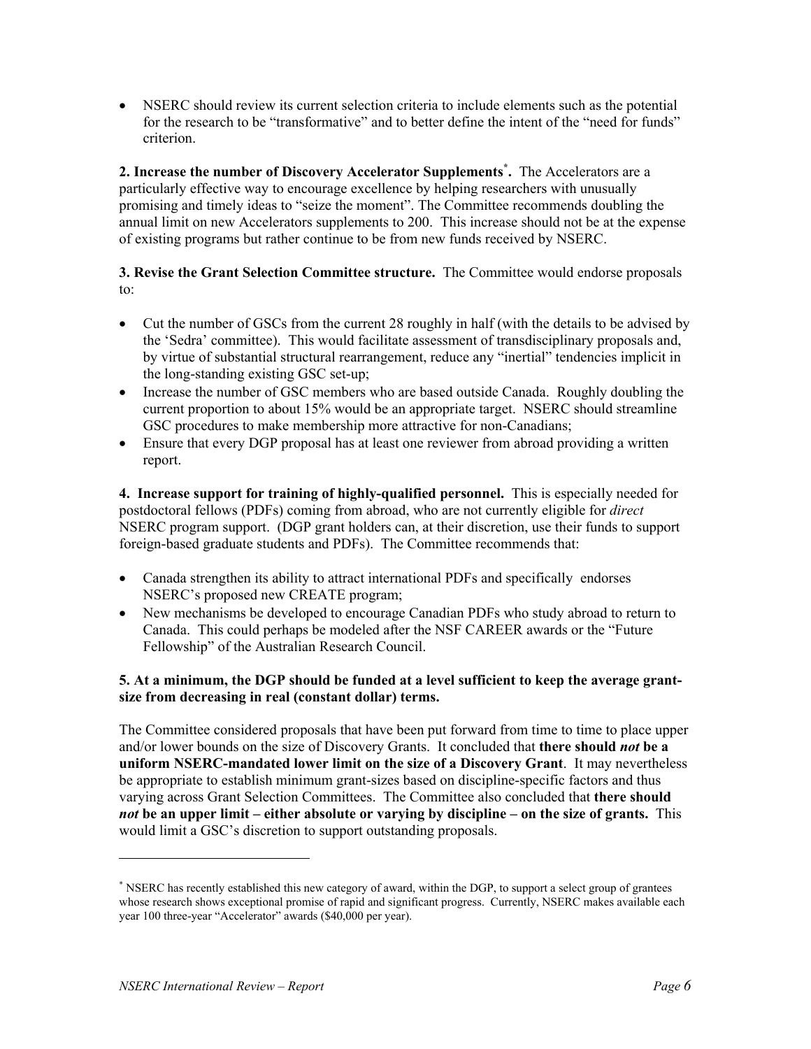- NSERC should review its current selection criteria to include elements such as the potential for the research to be "transformative" and to better define the intent of the "need for funds" criterion.

**2. Increase the number of Discovery Accelerator Supplements[*].** The Accelerators are a particularly effective way to encourage excellence by helping researchers with unusually promising and timely ideas to "seize the moment". The Committee recommends doubling the annual limit on new Accelerators supplements to 200. This increase should not be at the expense of existing programs but rather continue to be from new funds received by NSERC.

**3. Revise the Grant Selection Committee structure.** The Committee would endorse proposals to:

- Cut the number of GSCs from the current 28 roughly in half (with the details to be advised by the 'Sedra' committee). This would facilitate assessment of transdisciplinary proposals and, by virtue of substantial structural rearrangement, reduce any "inertial" tendencies implicit in the long-standing existing GSC set-up;
- Increase the number of GSC members who are based outside Canada. Roughly doubling the current proportion to about 15% would be an appropriate target. NSERC should streamline GSC procedures to make membership more attractive for non-Canadians;
- Ensure that every DGP proposal has at least one reviewer from abroad providing a written report.

**4. Increase support for training of highly-qualified personnel.** This is especially needed for postdoctoral fellows (PDFs) coming from abroad, who are not currently eligible for *direct* NSERC program support. (DGP grant holders can, at their discretion, use their funds to support foreign-based graduate students and PDFs). The Committee recommends that:

- Canada strengthen its ability to attract international PDFs and specifically endorses NSERC's proposed new CREATE program;
- New mechanisms be developed to encourage Canadian PDFs who study abroad to return to Canada. This could perhaps be modeled after the NSF CAREER awards or the "Future Fellowship" of the Australian Research Council.

**5. At a minimum, the DGP should be funded at a level sufficient to keep the average grant-size from decreasing in real (constant dollar) terms.**

The Committee considered proposals that have been put forward from time to time to place upper and/or lower bounds on the size of Discovery Grants. It concluded that **there should *not* be a uniform NSERC-mandated lower limit on the size of a Discovery Grant**. It may nevertheless be appropriate to establish minimum grant-sizes based on discipline-specific factors and thus varying across Grant Selection Committees. The Committee also concluded that **there should *not* be an upper limit – either absolute or varying by discipline – on the size of grants.** This would limit a GSC's discretion to support outstanding proposals.

---

[*] NSERC has recently established this new category of award, within the DGP, to support a select group of grantees whose research shows exceptional promise of rapid and significant progress. Currently, NSERC makes available each year 100 three-year "Accelerator" awards ($40,000 per year).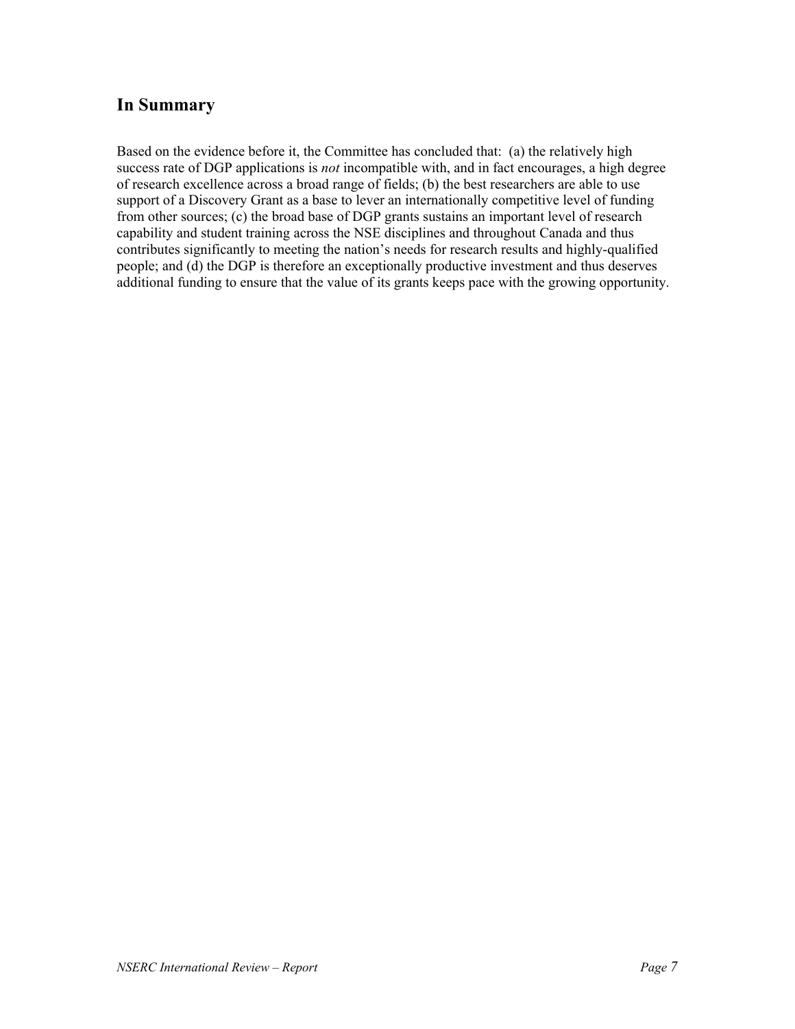## In Summary

Based on the evidence before it, the Committee has concluded that: (a) the relatively high success rate of DGP applications is *not* incompatible with, and in fact encourages, a high degree of research excellence across a broad range of fields; (b) the best researchers are able to use support of a Discovery Grant as a base to lever an internationally competitive level of funding from other sources; (c) the broad base of DGP grants sustains an important level of research capability and student training across the NSE disciplines and throughout Canada and thus contributes significantly to meeting the nation's needs for research results and highly-qualified people; and (d) the DGP is therefore an exceptionally productive investment and thus deserves additional funding to ensure that the value of its grants keeps pace with the growing opportunity.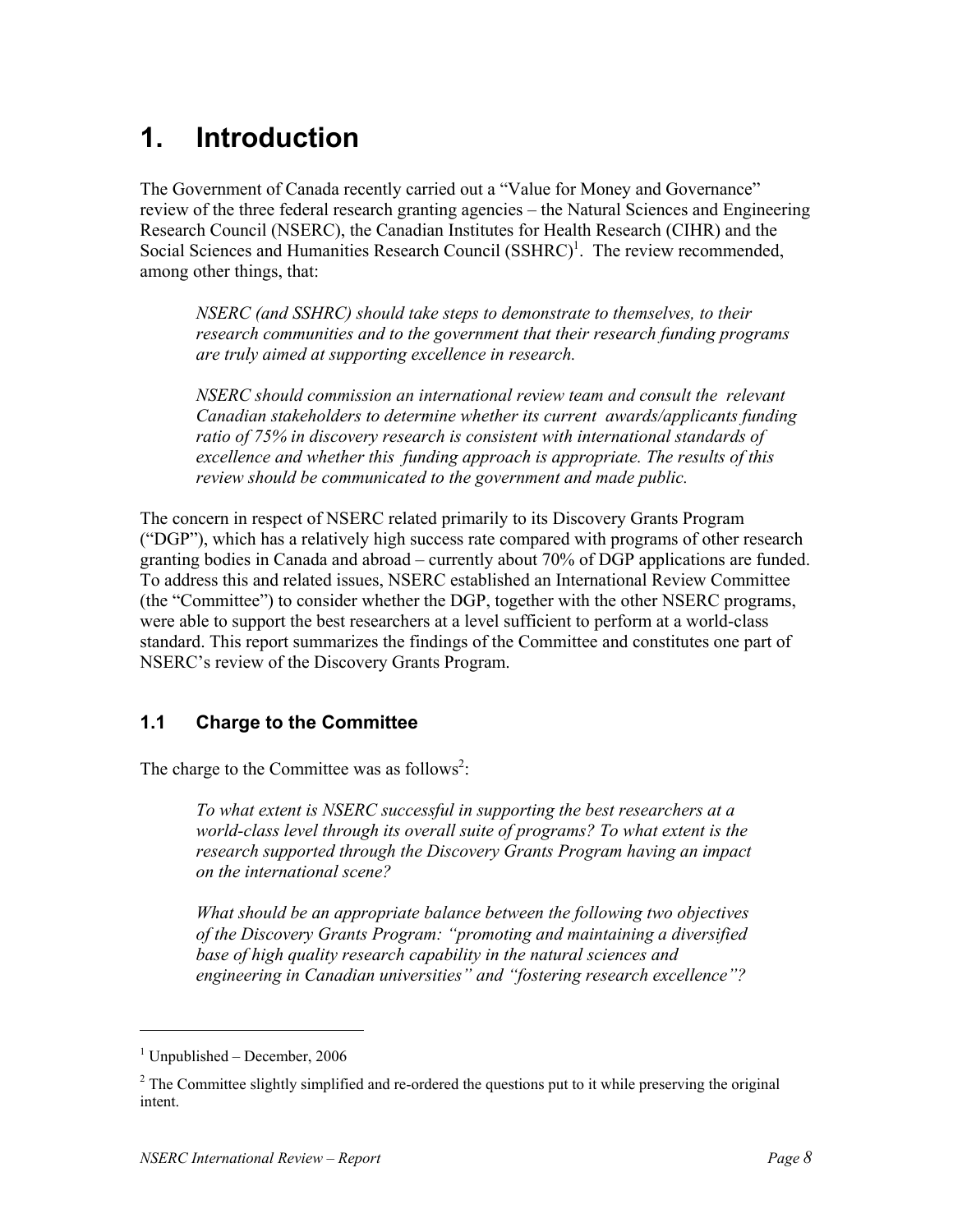# 1. Introduction

The Government of Canada recently carried out a "Value for Money and Governance" review of the three federal research granting agencies – the Natural Sciences and Engineering Research Council (NSERC), the Canadian Institutes for Health Research (CIHR) and the Social Sciences and Humanities Research Council (SSHRC)[1]. The review recommended, among other things, that:

> *NSERC (and SSHRC) should take steps to demonstrate to themselves, to their research communities and to the government that their research funding programs are truly aimed at supporting excellence in research.*
>
> *NSERC should commission an international review team and consult the relevant Canadian stakeholders to determine whether its current awards/applicants funding ratio of 75% in discovery research is consistent with international standards of excellence and whether this funding approach is appropriate. The results of this review should be communicated to the government and made public.*

The concern in respect of NSERC related primarily to its Discovery Grants Program ("DGP"), which has a relatively high success rate compared with programs of other research granting bodies in Canada and abroad – currently about 70% of DGP applications are funded. To address this and related issues, NSERC established an International Review Committee (the "Committee") to consider whether the DGP, together with the other NSERC programs, were able to support the best researchers at a level sufficient to perform at a world-class standard. This report summarizes the findings of the Committee and constitutes one part of NSERC's review of the Discovery Grants Program.

## 1.1 Charge to the Committee

The charge to the Committee was as follows[2]:

> *To what extent is NSERC successful in supporting the best researchers at a world-class level through its overall suite of programs? To what extent is the research supported through the Discovery Grants Program having an impact on the international scene?*
>
> *What should be an appropriate balance between the following two objectives of the Discovery Grants Program: "promoting and maintaining a diversified base of high quality research capability in the natural sciences and engineering in Canadian universities" and "fostering research excellence"?*

---

[1] Unpublished – December, 2006

[2] The Committee slightly simplified and re-ordered the questions put to it while preserving the original intent.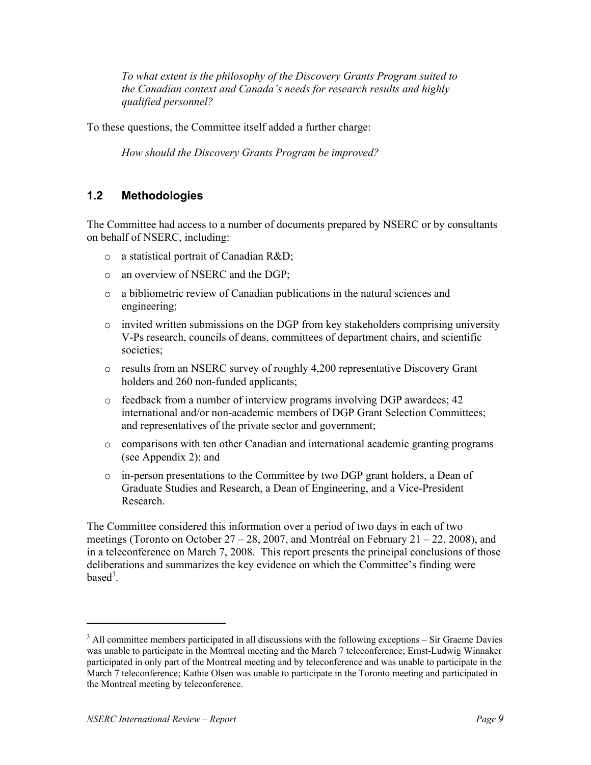*To what extent is the philosophy of the Discovery Grants Program suited to the Canadian context and Canada's needs for research results and highly qualified personnel?*

To these questions, the Committee itself added a further charge:

*How should the Discovery Grants Program be improved?*

## 1.2 Methodologies

The Committee had access to a number of documents prepared by NSERC or by consultants on behalf of NSERC, including:

- a statistical portrait of Canadian R&D;
- an overview of NSERC and the DGP;
- a bibliometric review of Canadian publications in the natural sciences and engineering;
- invited written submissions on the DGP from key stakeholders comprising university V-Ps research, councils of deans, committees of department chairs, and scientific societies;
- results from an NSERC survey of roughly 4,200 representative Discovery Grant holders and 260 non-funded applicants;
- feedback from a number of interview programs involving DGP awardees; 42 international and/or non-academic members of DGP Grant Selection Committees; and representatives of the private sector and government;
- comparisons with ten other Canadian and international academic granting programs (see Appendix 2); and
- in-person presentations to the Committee by two DGP grant holders, a Dean of Graduate Studies and Research, a Dean of Engineering, and a Vice-President Research.

The Committee considered this information over a period of two days in each of two meetings (Toronto on October 27 – 28, 2007, and Montréal on February 21 – 22, 2008), and in a teleconference on March 7, 2008. This report presents the principal conclusions of those deliberations and summarizes the key evidence on which the Committee's finding were based[3].

[3] All committee members participated in all discussions with the following exceptions – Sir Graeme Davies was unable to participate in the Montreal meeting and the March 7 teleconference; Ernst-Ludwig Winnaker participated in only part of the Montreal meeting and by teleconference and was unable to participate in the March 7 teleconference; Kathie Olsen was unable to participate in the Toronto meeting and participated in the Montreal meeting by teleconference.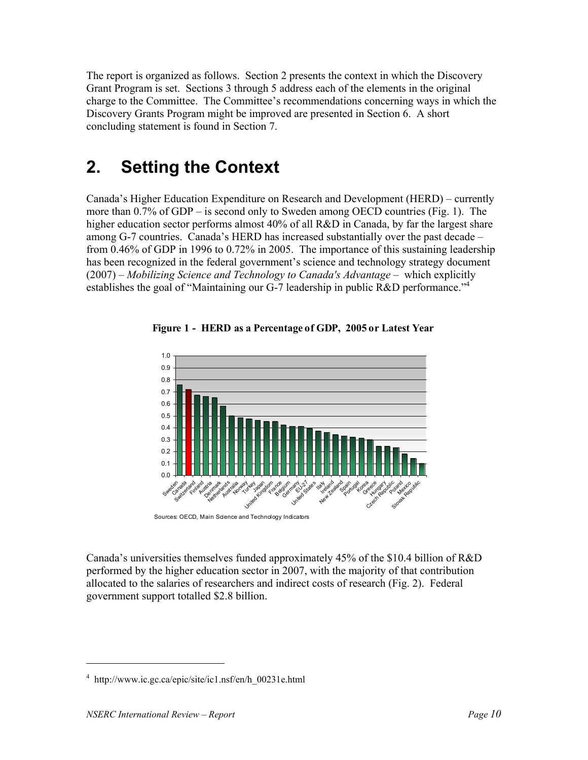The report is organized as follows. Section 2 presents the context in which the Discovery Grant Program is set. Sections 3 through 5 address each of the elements in the original charge to the Committee. The Committee's recommendations concerning ways in which the Discovery Grants Program might be improved are presented in Section 6. A short concluding statement is found in Section 7.

# 2. Setting the Context

Canada's Higher Education Expenditure on Research and Development (HERD) – currently more than 0.7% of GDP – is second only to Sweden among OECD countries (Fig. 1). The higher education sector performs almost 40% of all R&D in Canada, by far the largest share among G-7 countries. Canada's HERD has increased substantially over the past decade – from 0.46% of GDP in 1996 to 0.72% in 2005. The importance of this sustaining leadership has been recognized in the federal government's science and technology strategy document (2007) – *Mobilizing Science and Technology to Canada's Advantage* – which explicitly establishes the goal of "Maintaining our G-7 leadership in public R&D performance."[4]

**Figure 1 - HERD as a Percentage of GDP, 2005 or Latest Year**

Sources: OECD, Main Science and Technology Indicators

Canada's universities themselves funded approximately 45% of the $10.4 billion of R&D performed by the higher education sector in 2007, with the majority of that contribution allocated to the salaries of researchers and indirect costs of research (Fig. 2). Federal government support totalled $2.8 billion.

---

[4] http://www.ic.gc.ca/epic/site/ic1.nsf/en/h_00231e.html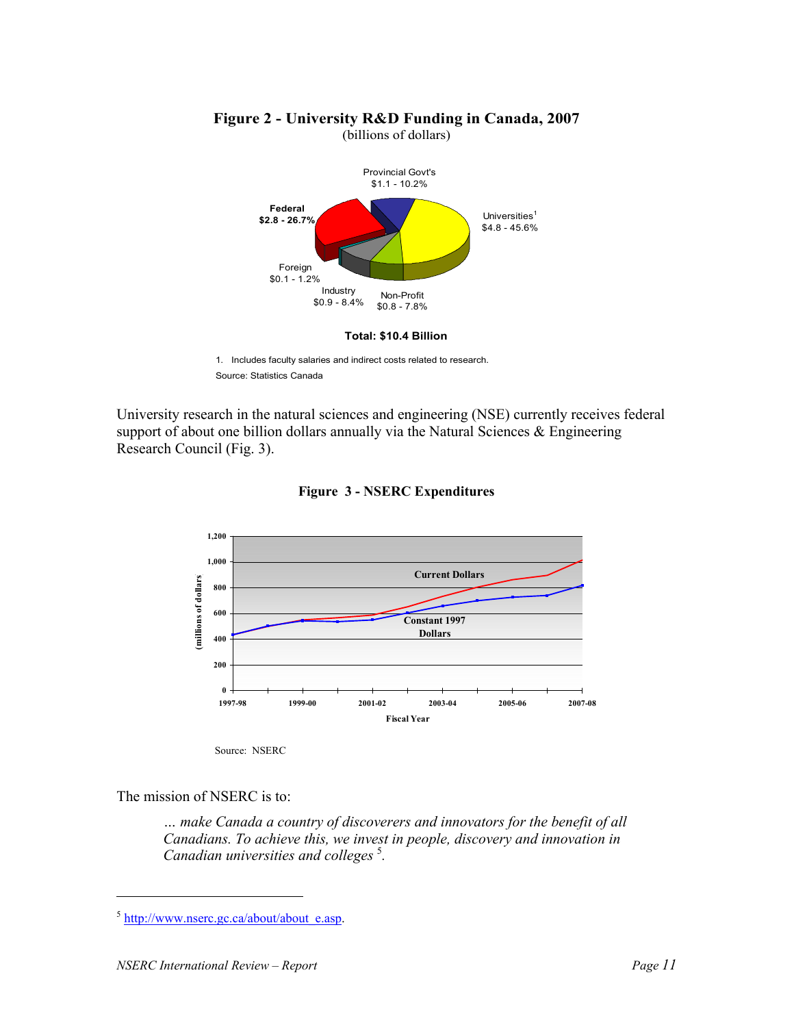**Figure 2 - University R&D Funding in Canada, 2007**
(billions of dollars)

Provincial Govt's $1.1 - 10.2%

Universities[1] $4.8 - 45.6%

**Federal $2.8 - 26.7%**

Foreign $0.1 - 1.2%

Industry $0.9 - 8.4%

Non-Profit $0.8 - 7.8%

**Total: $10.4 Billion**

1. Includes faculty salaries and indirect costs related to research.

Source: Statistics Canada

University research in the natural sciences and engineering (NSE) currently receives federal support of about one billion dollars annually via the Natural Sciences & Engineering Research Council (Fig. 3).

**Figure 3 - NSERC Expenditures**

Source: NSERC

The mission of NSERC is to:

> *… make Canada a country of discoverers and innovators for the benefit of all Canadians. To achieve this, we invest in people, discovery and innovation in Canadian universities and colleges* [5].

---

[5] http://www.nserc.gc.ca/about/about_e.asp.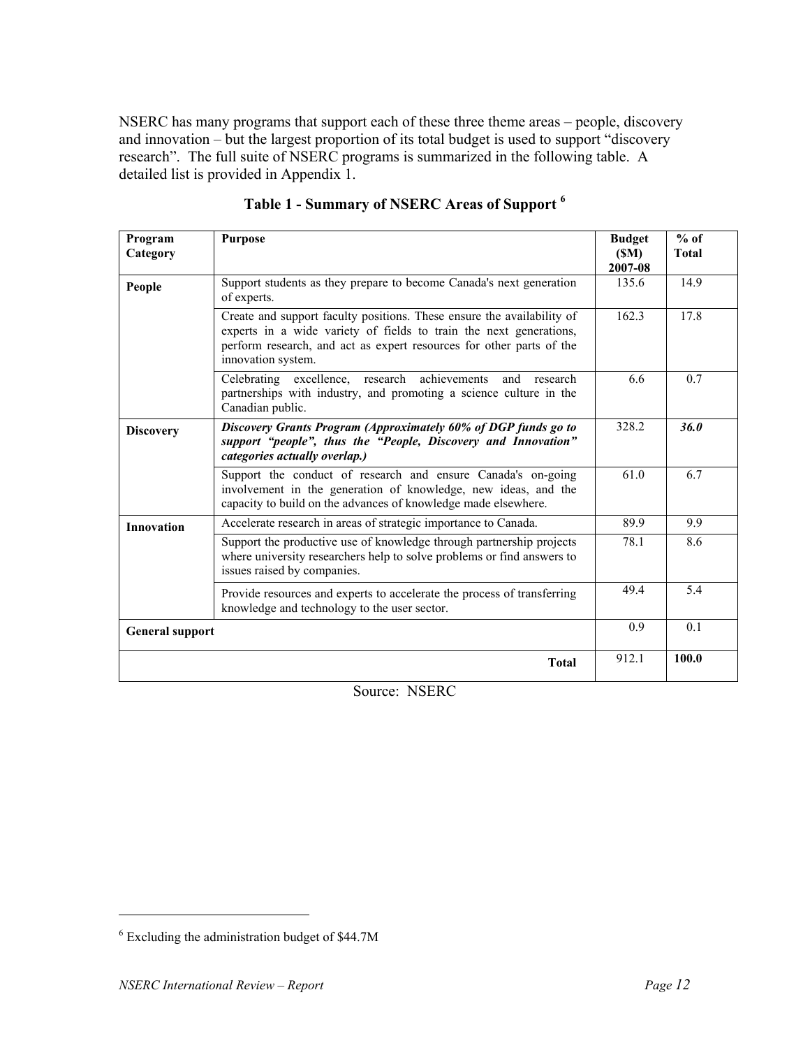NSERC has many programs that support each of these three theme areas – people, discovery and innovation – but the largest proportion of its total budget is used to support "discovery research". The full suite of NSERC programs is summarized in the following table. A detailed list is provided in Appendix 1.

**Table 1 - Summary of NSERC Areas of Support [6]**

| Program Category | Purpose | Budget ($M) 2007-08 | % of Total |
|---|---|---|---|
| **People** | Support students as they prepare to become Canada's next generation of experts. | 135.6 | 14.9 |
| | Create and support faculty positions. These ensure the availability of experts in a wide variety of fields to train the next generations, perform research, and act as expert resources for other parts of the innovation system. | 162.3 | 17.8 |
| | Celebrating excellence, research achievements and research partnerships with industry, and promoting a science culture in the Canadian public. | 6.6 | 0.7 |
| **Discovery** | ***Discovery Grants Program (Approximately 60% of DGP funds go to support "people", thus the "People, Discovery and Innovation" categories actually overlap.)*** | 328.2 | ***36.0*** |
| | Support the conduct of research and ensure Canada's on-going involvement in the generation of knowledge, new ideas, and the capacity to build on the advances of knowledge made elsewhere. | 61.0 | 6.7 |
| **Innovation** | Accelerate research in areas of strategic importance to Canada. | 89.9 | 9.9 |
| | Support the productive use of knowledge through partnership projects where university researchers help to solve problems or find answers to issues raised by companies. | 78.1 | 8.6 |
| | Provide resources and experts to accelerate the process of transferring knowledge and technology to the user sector. | 49.4 | 5.4 |
| **General support** | | 0.9 | 0.1 |
| | **Total** | 912.1 | **100.0** |

Source: NSERC

[6] Excluding the administration budget of $44.7M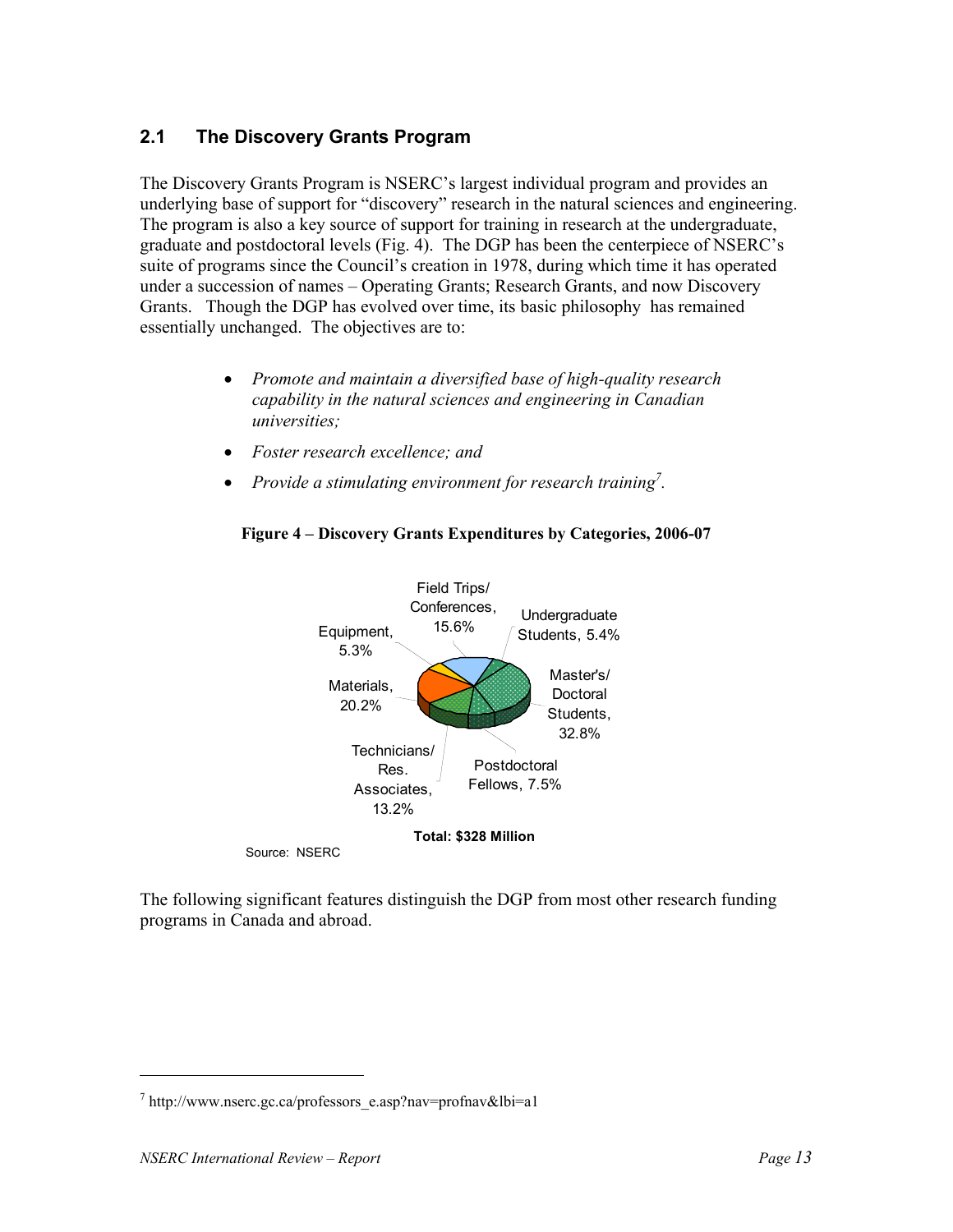## 2.1 The Discovery Grants Program

The Discovery Grants Program is NSERC's largest individual program and provides an underlying base of support for "discovery" research in the natural sciences and engineering. The program is also a key source of support for training in research at the undergraduate, graduate and postdoctoral levels (Fig. 4). The DGP has been the centerpiece of NSERC's suite of programs since the Council's creation in 1978, during which time it has operated under a succession of names – Operating Grants; Research Grants, and now Discovery Grants. Though the DGP has evolved over time, its basic philosophy has remained essentially unchanged. The objectives are to:

- *Promote and maintain a diversified base of high-quality research capability in the natural sciences and engineering in Canadian universities;*
- *Foster research excellence; and*
- *Provide a stimulating environment for research training*[7]*.*

**Figure 4 – Discovery Grants Expenditures by Categories, 2006-07**

Field Trips/ Conferences, 15.6%

Undergraduate Students, 5.4%

Master's/ Doctoral Students, 32.8%

Postdoctoral Fellows, 7.5%

Technicians/ Res. Associates, 13.2%

Materials, 20.2%

Equipment, 5.3%

**Total: $328 Million**

Source: NSERC

The following significant features distinguish the DGP from most other research funding programs in Canada and abroad.

[7] http://www.nserc.gc.ca/professors_e.asp?nav=profnav&lbi=a1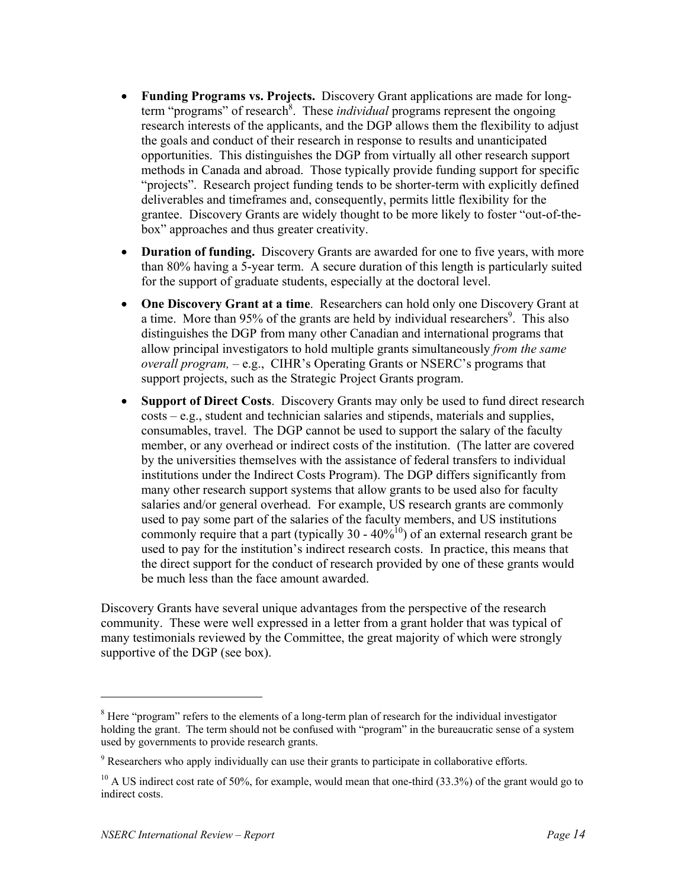- **Funding Programs vs. Projects.** Discovery Grant applications are made for long-term "programs" of research[8]. These *individual* programs represent the ongoing research interests of the applicants, and the DGP allows them the flexibility to adjust the goals and conduct of their research in response to results and unanticipated opportunities. This distinguishes the DGP from virtually all other research support methods in Canada and abroad. Those typically provide funding support for specific "projects". Research project funding tends to be shorter-term with explicitly defined deliverables and timeframes and, consequently, permits little flexibility for the grantee. Discovery Grants are widely thought to be more likely to foster "out-of-the-box" approaches and thus greater creativity.

- **Duration of funding.** Discovery Grants are awarded for one to five years, with more than 80% having a 5-year term. A secure duration of this length is particularly suited for the support of graduate students, especially at the doctoral level.

- **One Discovery Grant at a time**. Researchers can hold only one Discovery Grant at a time. More than 95% of the grants are held by individual researchers[9]. This also distinguishes the DGP from many other Canadian and international programs that allow principal investigators to hold multiple grants simultaneously *from the same overall program,* – e.g., CIHR's Operating Grants or NSERC's programs that support projects, such as the Strategic Project Grants program.

- **Support of Direct Costs**. Discovery Grants may only be used to fund direct research costs – e.g., student and technician salaries and stipends, materials and supplies, consumables, travel. The DGP cannot be used to support the salary of the faculty member, or any overhead or indirect costs of the institution. (The latter are covered by the universities themselves with the assistance of federal transfers to individual institutions under the Indirect Costs Program). The DGP differs significantly from many other research support systems that allow grants to be used also for faculty salaries and/or general overhead. For example, US research grants are commonly used to pay some part of the salaries of the faculty members, and US institutions commonly require that a part (typically 30 - 40%[10]) of an external research grant be used to pay for the institution's indirect research costs. In practice, this means that the direct support for the conduct of research provided by one of these grants would be much less than the face amount awarded.

Discovery Grants have several unique advantages from the perspective of the research community. These were well expressed in a letter from a grant holder that was typical of many testimonials reviewed by the Committee, the great majority of which were strongly supportive of the DGP (see box).

---

[8] Here "program" refers to the elements of a long-term plan of research for the individual investigator holding the grant. The term should not be confused with "program" in the bureaucratic sense of a system used by governments to provide research grants.

[9] Researchers who apply individually can use their grants to participate in collaborative efforts.

[10] A US indirect cost rate of 50%, for example, would mean that one-third (33.3%) of the grant would go to indirect costs.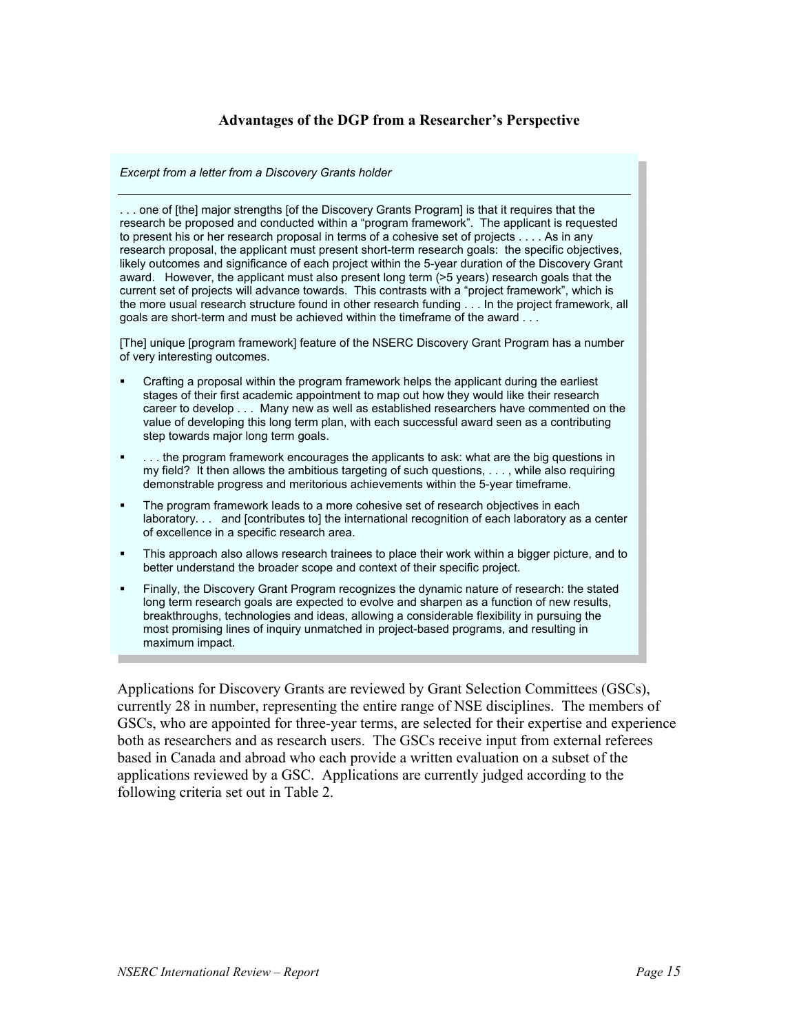### Advantages of the DGP from a Researcher's Perspective

*Excerpt from a letter from a Discovery Grants holder*

---

. . . one of [the] major strengths [of the Discovery Grants Program] is that it requires that the research be proposed and conducted within a "program framework". The applicant is requested to present his or her research proposal in terms of a cohesive set of projects . . . . As in any research proposal, the applicant must present short-term research goals: the specific objectives, likely outcomes and significance of each project within the 5-year duration of the Discovery Grant award. However, the applicant must also present long term (>5 years) research goals that the current set of projects will advance towards. This contrasts with a "project framework", which is the more usual research structure found in other research funding . . . In the project framework, all goals are short-term and must be achieved within the timeframe of the award . . .

[The] unique [program framework] feature of the NSERC Discovery Grant Program has a number of very interesting outcomes.

- Crafting a proposal within the program framework helps the applicant during the earliest stages of their first academic appointment to map out how they would like their research career to develop . . . Many new as well as established researchers have commented on the value of developing this long term plan, with each successful award seen as a contributing step towards major long term goals.
- . . . the program framework encourages the applicants to ask: what are the big questions in my field? It then allows the ambitious targeting of such questions, . . . , while also requiring demonstrable progress and meritorious achievements within the 5-year timeframe.
- The program framework leads to a more cohesive set of research objectives in each laboratory. . . and [contributes to] the international recognition of each laboratory as a center of excellence in a specific research area.
- This approach also allows research trainees to place their work within a bigger picture, and to better understand the broader scope and context of their specific project.
- Finally, the Discovery Grant Program recognizes the dynamic nature of research: the stated long term research goals are expected to evolve and sharpen as a function of new results, breakthroughs, technologies and ideas, allowing a considerable flexibility in pursuing the most promising lines of inquiry unmatched in project-based programs, and resulting in maximum impact.

Applications for Discovery Grants are reviewed by Grant Selection Committees (GSCs), currently 28 in number, representing the entire range of NSE disciplines. The members of GSCs, who are appointed for three-year terms, are selected for their expertise and experience both as researchers and as research users. The GSCs receive input from external referees based in Canada and abroad who each provide a written evaluation on a subset of the applications reviewed by a GSC. Applications are currently judged according to the following criteria set out in Table 2.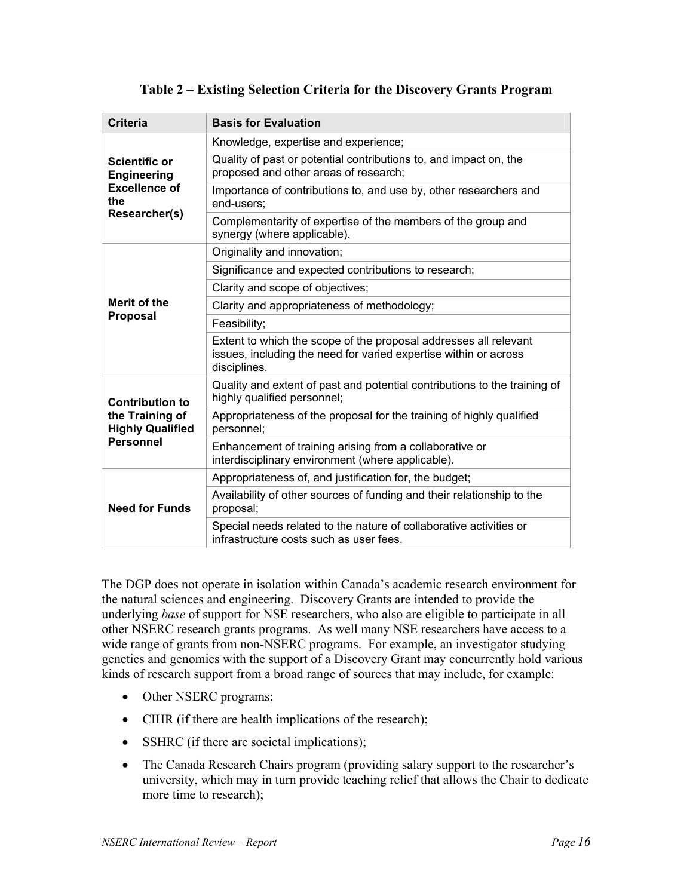**Table 2 – Existing Selection Criteria for the Discovery Grants Program**

| Criteria | Basis for Evaluation |
|---|---|
| **Scientific or Engineering Excellence of the Researcher(s)** | Knowledge, expertise and experience; |
| | Quality of past or potential contributions to, and impact on, the proposed and other areas of research; |
| | Importance of contributions to, and use by, other researchers and end-users; |
| | Complementarity of expertise of the members of the group and synergy (where applicable). |
| **Merit of the Proposal** | Originality and innovation; |
| | Significance and expected contributions to research; |
| | Clarity and scope of objectives; |
| | Clarity and appropriateness of methodology; |
| | Feasibility; |
| | Extent to which the scope of the proposal addresses all relevant issues, including the need for varied expertise within or across disciplines. |
| **Contribution to the Training of Highly Qualified Personnel** | Quality and extent of past and potential contributions to the training of highly qualified personnel; |
| | Appropriateness of the proposal for the training of highly qualified personnel; |
| | Enhancement of training arising from a collaborative or interdisciplinary environment (where applicable). |
| **Need for Funds** | Appropriateness of, and justification for, the budget; |
| | Availability of other sources of funding and their relationship to the proposal; |
| | Special needs related to the nature of collaborative activities or infrastructure costs such as user fees. |

The DGP does not operate in isolation within Canada's academic research environment for the natural sciences and engineering. Discovery Grants are intended to provide the underlying *base* of support for NSE researchers, who also are eligible to participate in all other NSERC research grants programs. As well many NSE researchers have access to a wide range of grants from non-NSERC programs. For example, an investigator studying genetics and genomics with the support of a Discovery Grant may concurrently hold various kinds of research support from a broad range of sources that may include, for example:

- Other NSERC programs;
- CIHR (if there are health implications of the research);
- SSHRC (if there are societal implications);
- The Canada Research Chairs program (providing salary support to the researcher's university, which may in turn provide teaching relief that allows the Chair to dedicate more time to research);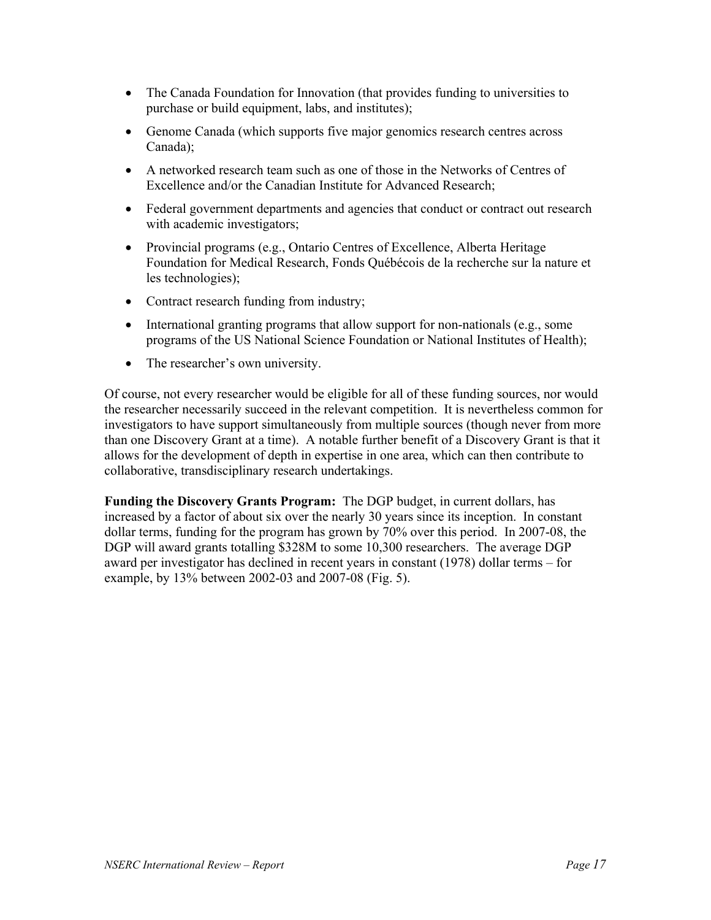- The Canada Foundation for Innovation (that provides funding to universities to purchase or build equipment, labs, and institutes);
- Genome Canada (which supports five major genomics research centres across Canada);
- A networked research team such as one of those in the Networks of Centres of Excellence and/or the Canadian Institute for Advanced Research;
- Federal government departments and agencies that conduct or contract out research with academic investigators;
- Provincial programs (e.g., Ontario Centres of Excellence, Alberta Heritage Foundation for Medical Research, Fonds Québécois de la recherche sur la nature et les technologies);
- Contract research funding from industry;
- International granting programs that allow support for non-nationals (e.g., some programs of the US National Science Foundation or National Institutes of Health);
- The researcher's own university.

Of course, not every researcher would be eligible for all of these funding sources, nor would the researcher necessarily succeed in the relevant competition. It is nevertheless common for investigators to have support simultaneously from multiple sources (though never from more than one Discovery Grant at a time). A notable further benefit of a Discovery Grant is that it allows for the development of depth in expertise in one area, which can then contribute to collaborative, transdisciplinary research undertakings.

**Funding the Discovery Grants Program:** The DGP budget, in current dollars, has increased by a factor of about six over the nearly 30 years since its inception. In constant dollar terms, funding for the program has grown by 70% over this period. In 2007-08, the DGP will award grants totalling $328M to some 10,300 researchers. The average DGP award per investigator has declined in recent years in constant (1978) dollar terms – for example, by 13% between 2002-03 and 2007-08 (Fig. 5).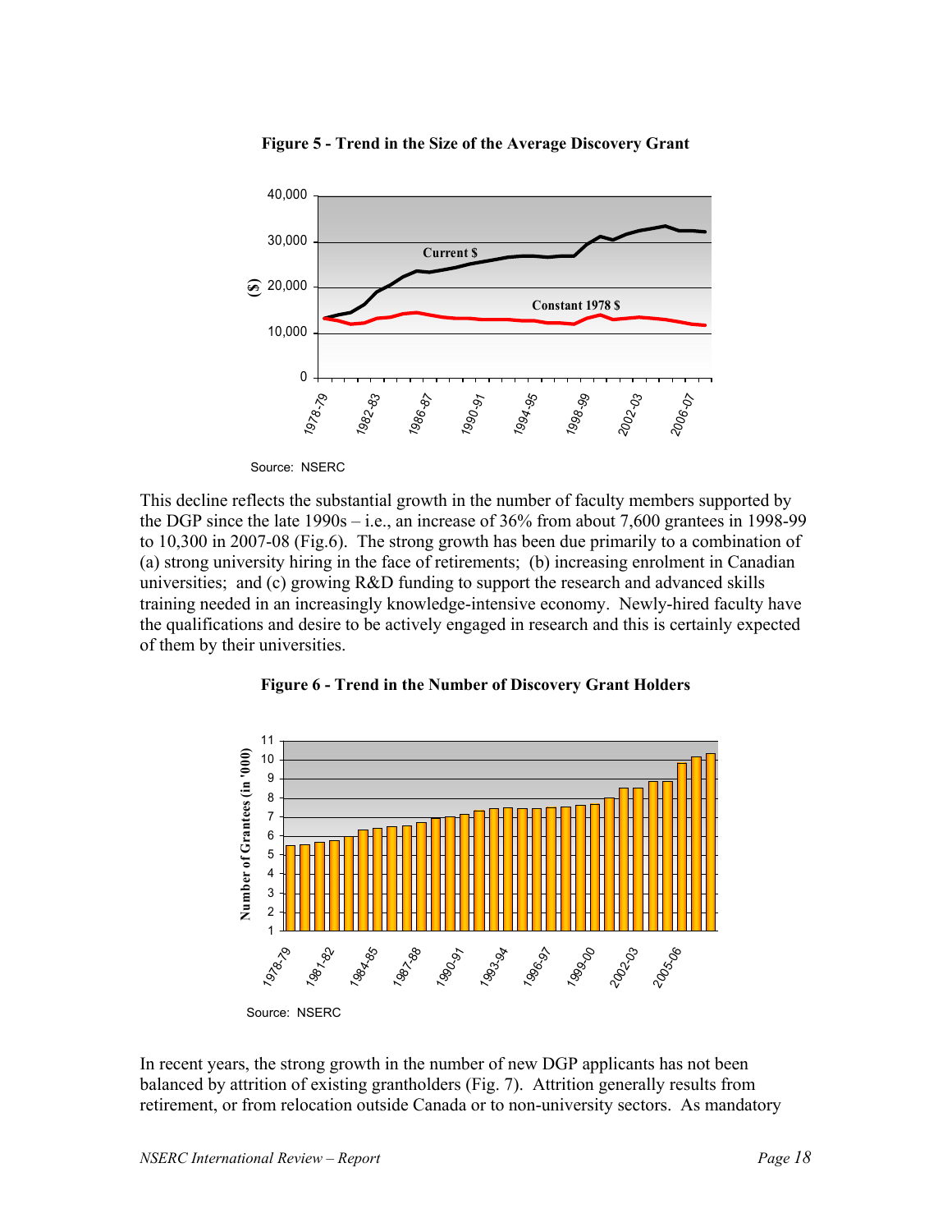**Figure 5 - Trend in the Size of the Average Discovery Grant**

Source: NSERC

This decline reflects the substantial growth in the number of faculty members supported by the DGP since the late 1990s – i.e., an increase of 36% from about 7,600 grantees in 1998-99 to 10,300 in 2007-08 (Fig.6). The strong growth has been due primarily to a combination of (a) strong university hiring in the face of retirements; (b) increasing enrolment in Canadian universities; and (c) growing R&D funding to support the research and advanced skills training needed in an increasingly knowledge-intensive economy. Newly-hired faculty have the qualifications and desire to be actively engaged in research and this is certainly expected of them by their universities.

**Figure 6 - Trend in the Number of Discovery Grant Holders**

Source: NSERC

In recent years, the strong growth in the number of new DGP applicants has not been balanced by attrition of existing grantholders (Fig. 7). Attrition generally results from retirement, or from relocation outside Canada or to non-university sectors. As mandatory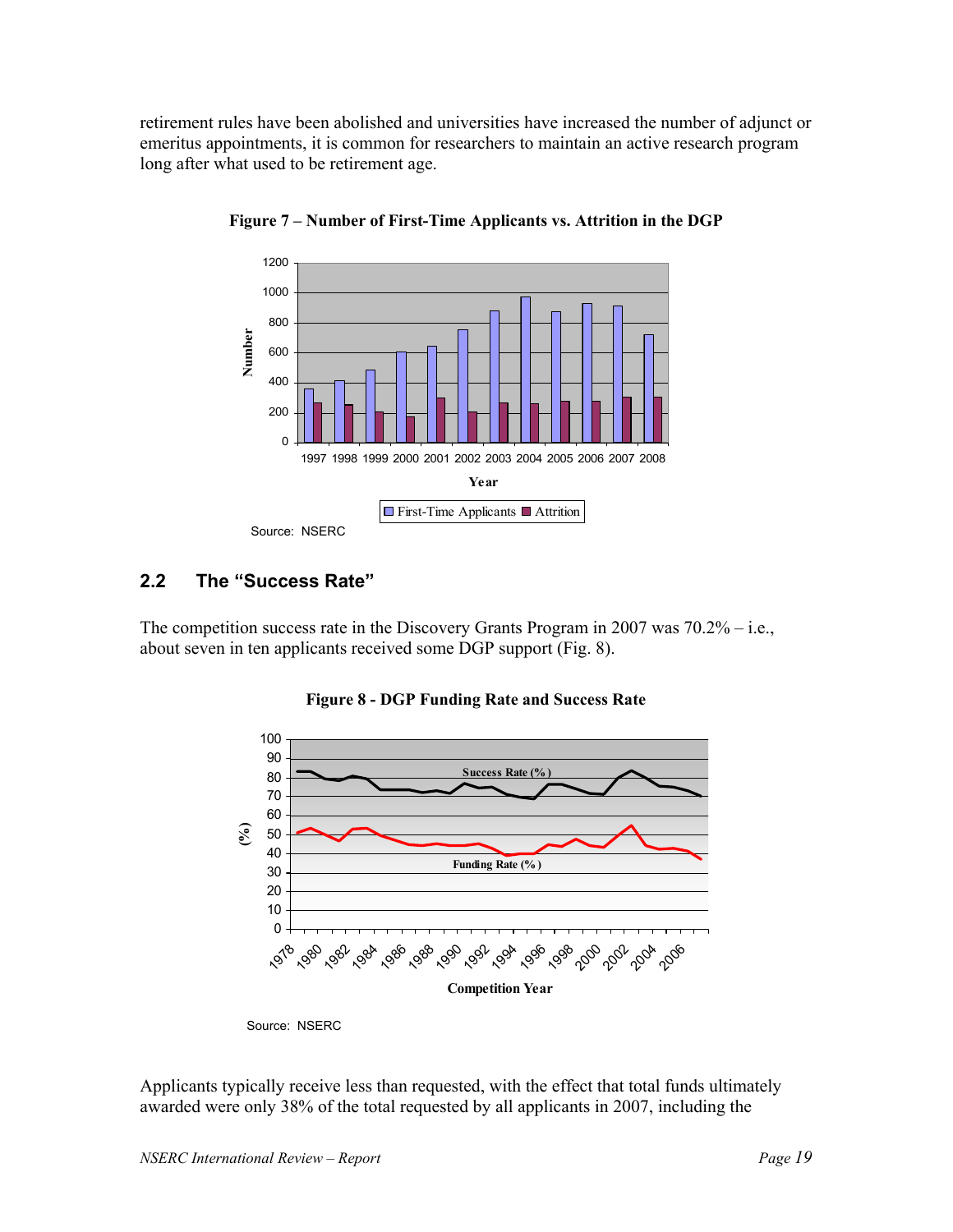retirement rules have been abolished and universities have increased the number of adjunct or emeritus appointments, it is common for researchers to maintain an active research program long after what used to be retirement age.

**Figure 7 – Number of First-Time Applicants vs. Attrition in the DGP**

Source: NSERC

## 2.2 The "Success Rate"

The competition success rate in the Discovery Grants Program in 2007 was 70.2% – i.e., about seven in ten applicants received some DGP support (Fig. 8).

**Figure 8 - DGP Funding Rate and Success Rate**

Source: NSERC

Applicants typically receive less than requested, with the effect that total funds ultimately awarded were only 38% of the total requested by all applicants in 2007, including the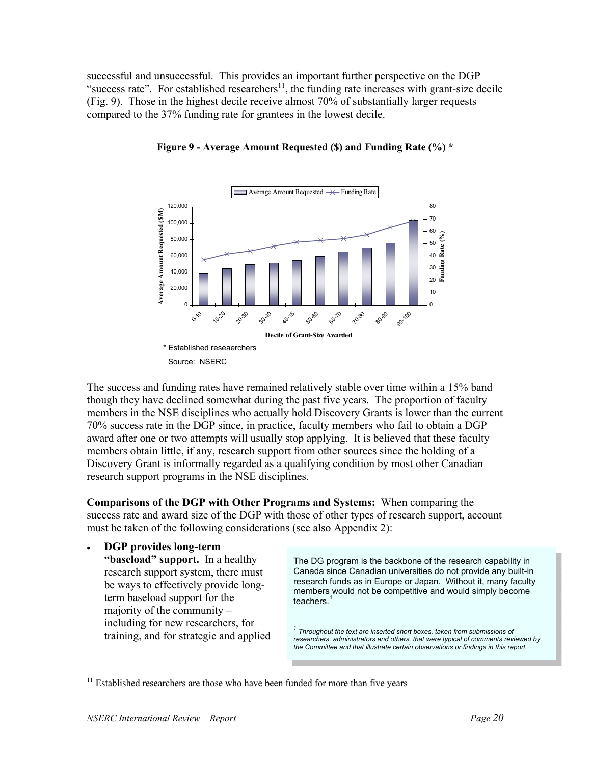successful and unsuccessful. This provides an important further perspective on the DGP "success rate". For established researchers[11], the funding rate increases with grant-size decile (Fig. 9). Those in the highest decile receive almost 70% of substantially larger requests compared to the 37% funding rate for grantees in the lowest decile.

**Figure 9 - Average Amount Requested ($) and Funding Rate (%) ***

\* Established reseaerchers

Source: NSERC

The success and funding rates have remained relatively stable over time within a 15% band though they have declined somewhat during the past five years. The proportion of faculty members in the NSE disciplines who actually hold Discovery Grants is lower than the current 70% success rate in the DGP since, in practice, faculty members who fail to obtain a DGP award after one or two attempts will usually stop applying. It is believed that these faculty members obtain little, if any, research support from other sources since the holding of a Discovery Grant is informally regarded as a qualifying condition by most other Canadian research support programs in the NSE disciplines.

**Comparisons of the DGP with Other Programs and Systems:** When comparing the success rate and award size of the DGP with those of other types of research support, account must be taken of the following considerations (see also Appendix 2):

- **DGP provides long-term "baseload" support.** In a healthy research support system, there must be ways to effectively provide long-term baseload support for the majority of the community – including for new researchers, for training, and for strategic and applied

> The DG program is the backbone of the research capability in Canada since Canadian universities do not provide any built-in research funds as in Europe or Japan. Without it, many faculty members would not be competitive and would simply become teachers.[1]
>
> *[1] Throughout the text are inserted short boxes, taken from submissions of researchers, administrators and others, that were typical of comments reviewed by the Committee and that illustrate certain observations or findings in this report.*

[11] Established researchers are those who have been funded for more than five years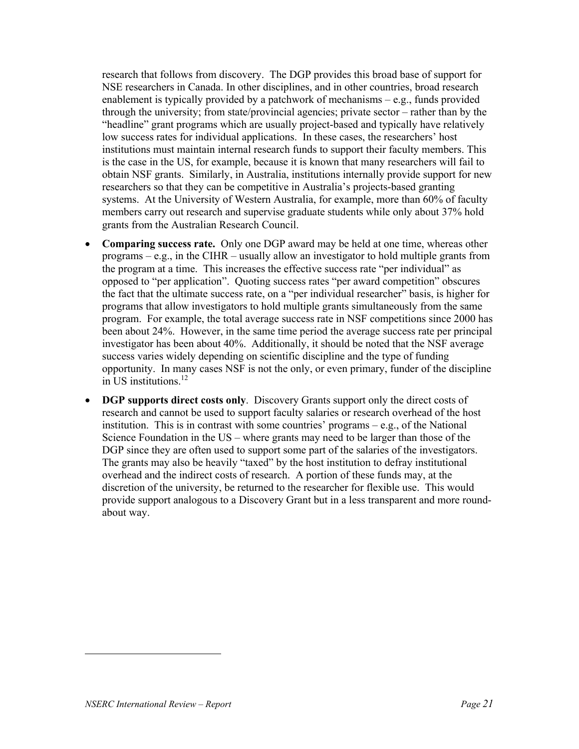research that follows from discovery. The DGP provides this broad base of support for NSE researchers in Canada. In other disciplines, and in other countries, broad research enablement is typically provided by a patchwork of mechanisms – e.g., funds provided through the university; from state/provincial agencies; private sector – rather than by the "headline" grant programs which are usually project-based and typically have relatively low success rates for individual applications. In these cases, the researchers' host institutions must maintain internal research funds to support their faculty members. This is the case in the US, for example, because it is known that many researchers will fail to obtain NSF grants. Similarly, in Australia, institutions internally provide support for new researchers so that they can be competitive in Australia's projects-based granting systems. At the University of Western Australia, for example, more than 60% of faculty members carry out research and supervise graduate students while only about 37% hold grants from the Australian Research Council.

- **Comparing success rate.** Only one DGP award may be held at one time, whereas other programs – e.g., in the CIHR – usually allow an investigator to hold multiple grants from the program at a time. This increases the effective success rate "per individual" as opposed to "per application". Quoting success rates "per award competition" obscures the fact that the ultimate success rate, on a "per individual researcher" basis, is higher for programs that allow investigators to hold multiple grants simultaneously from the same program. For example, the total average success rate in NSF competitions since 2000 has been about 24%. However, in the same time period the average success rate per principal investigator has been about 40%. Additionally, it should be noted that the NSF average success varies widely depending on scientific discipline and the type of funding opportunity. In many cases NSF is not the only, or even primary, funder of the discipline in US institutions.[12]

- **DGP supports direct costs only**. Discovery Grants support only the direct costs of research and cannot be used to support faculty salaries or research overhead of the host institution. This is in contrast with some countries' programs – e.g., of the National Science Foundation in the US – where grants may need to be larger than those of the DGP since they are often used to support some part of the salaries of the investigators. The grants may also be heavily "taxed" by the host institution to defray institutional overhead and the indirect costs of research. A portion of these funds may, at the discretion of the university, be returned to the researcher for flexible use. This would provide support analogous to a Discovery Grant but in a less transparent and more round-about way.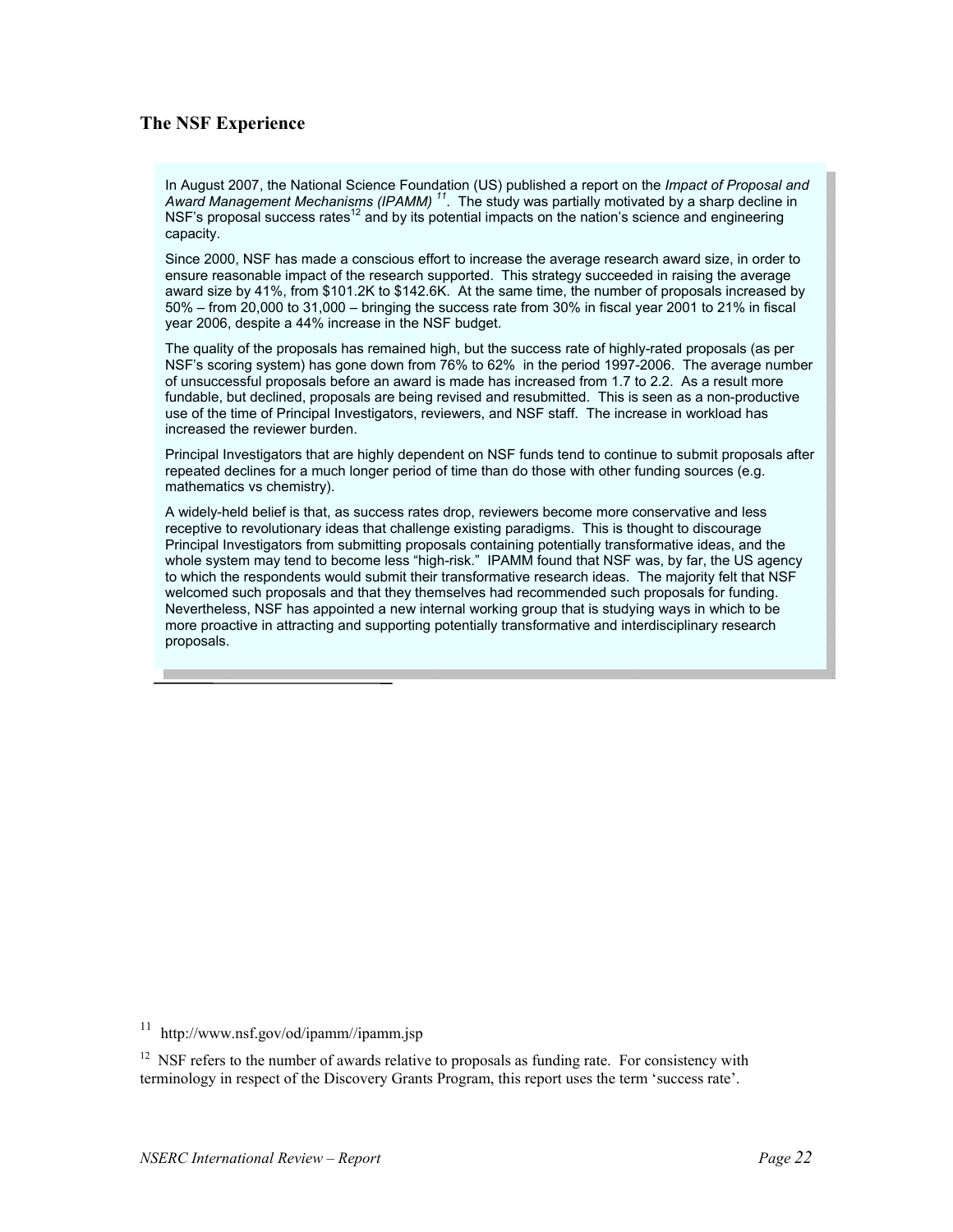## The NSF Experience

In August 2007, the National Science Foundation (US) published a report on the *Impact of Proposal and Award Management Mechanisms (IPAMM)* [11]. The study was partially motivated by a sharp decline in NSF's proposal success rates[12] and by its potential impacts on the nation's science and engineering capacity.

Since 2000, NSF has made a conscious effort to increase the average research award size, in order to ensure reasonable impact of the research supported. This strategy succeeded in raising the average award size by 41%, from $101.2K to $142.6K. At the same time, the number of proposals increased by 50% – from 20,000 to 31,000 – bringing the success rate from 30% in fiscal year 2001 to 21% in fiscal year 2006, despite a 44% increase in the NSF budget.

The quality of the proposals has remained high, but the success rate of highly-rated proposals (as per NSF's scoring system) has gone down from 76% to 62% in the period 1997-2006. The average number of unsuccessful proposals before an award is made has increased from 1.7 to 2.2. As a result more fundable, but declined, proposals are being revised and resubmitted. This is seen as a non-productive use of the time of Principal Investigators, reviewers, and NSF staff. The increase in workload has increased the reviewer burden.

Principal Investigators that are highly dependent on NSF funds tend to continue to submit proposals after repeated declines for a much longer period of time than do those with other funding sources (e.g. mathematics vs chemistry).

A widely-held belief is that, as success rates drop, reviewers become more conservative and less receptive to revolutionary ideas that challenge existing paradigms. This is thought to discourage Principal Investigators from submitting proposals containing potentially transformative ideas, and the whole system may tend to become less "high-risk." IPAMM found that NSF was, by far, the US agency to which the respondents would submit their transformative research ideas. The majority felt that NSF welcomed such proposals and that they themselves had recommended such proposals for funding. Nevertheless, NSF has appointed a new internal working group that is studying ways in which to be more proactive in attracting and supporting potentially transformative and interdisciplinary research proposals.

---

[11] http://www.nsf.gov/od/ipamm//ipamm.jsp

[12] NSF refers to the number of awards relative to proposals as funding rate. For consistency with terminology in respect of the Discovery Grants Program, this report uses the term 'success rate'.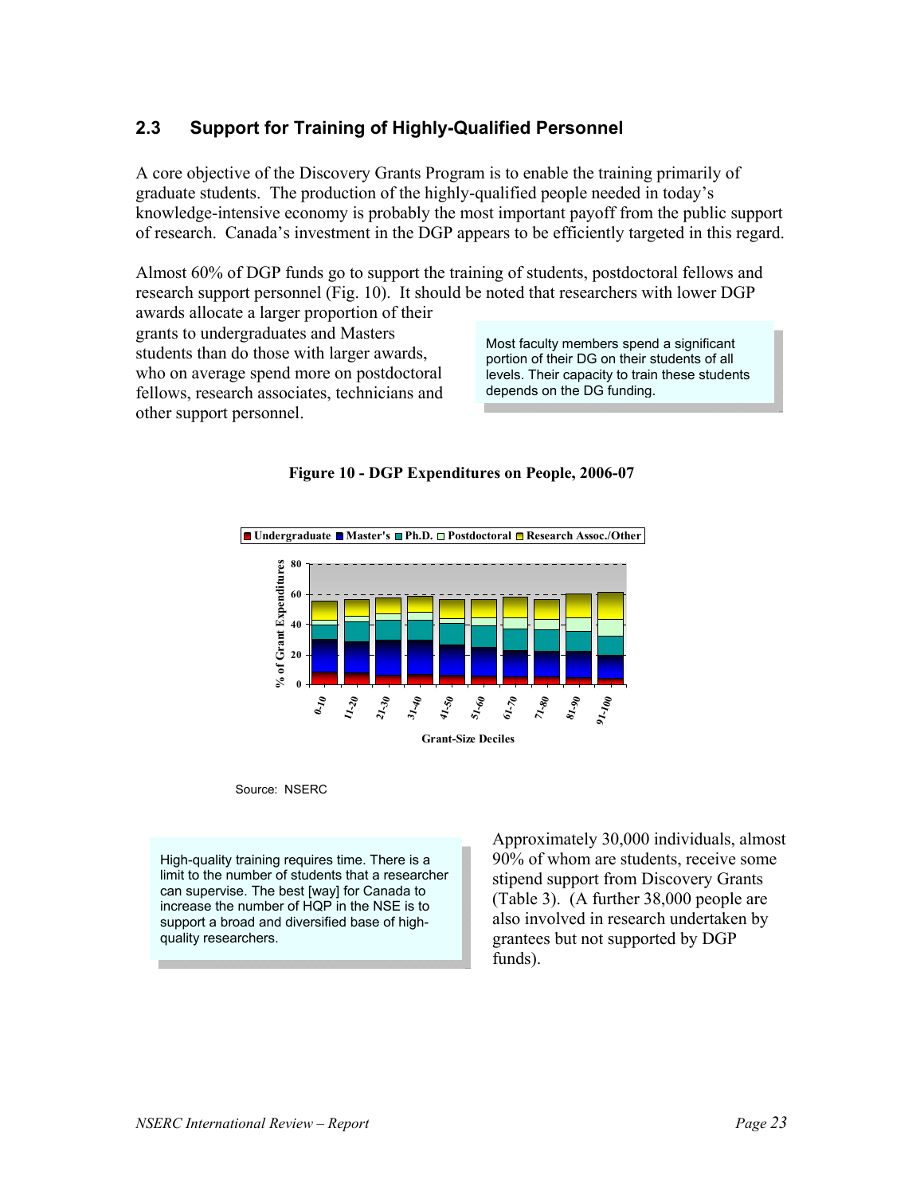## 2.3 Support for Training of Highly-Qualified Personnel

A core objective of the Discovery Grants Program is to enable the training primarily of graduate students. The production of the highly-qualified people needed in today's knowledge-intensive economy is probably the most important payoff from the public support of research. Canada's investment in the DGP appears to be efficiently targeted in this regard.

Almost 60% of DGP funds go to support the training of students, postdoctoral fellows and research support personnel (Fig. 10). It should be noted that researchers with lower DGP awards allocate a larger proportion of their grants to undergraduates and Masters students than do those with larger awards, who on average spend more on postdoctoral fellows, research associates, technicians and other support personnel.

> Most faculty members spend a significant portion of their DG on their students of all levels. Their capacity to train these students depends on the DG funding.

**Figure 10 - DGP Expenditures on People, 2006-07**

Source: NSERC

> High-quality training requires time. There is a limit to the number of students that a researcher can supervise. The best [way] for Canada to increase the number of HQP in the NSE is to support a broad and diversified base of high-quality researchers.

Approximately 30,000 individuals, almost 90% of whom are students, receive some stipend support from Discovery Grants (Table 3). (A further 38,000 people are also involved in research undertaken by grantees but not supported by DGP funds).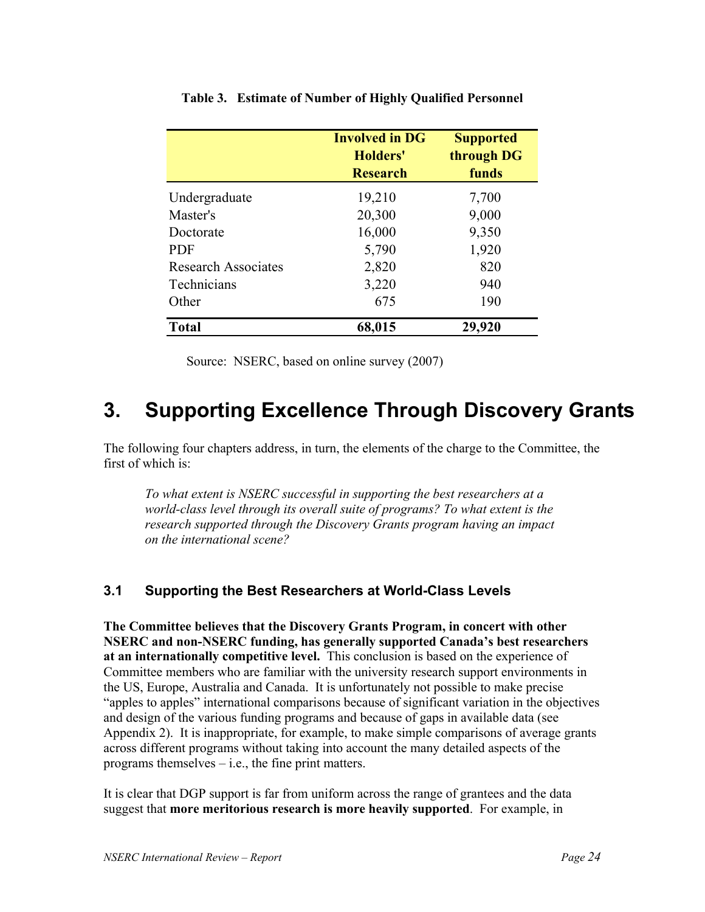**Table 3. Estimate of Number of Highly Qualified Personnel**

| | Involved in DG Holders' Research | Supported through DG funds |
|---|---|---|
| Undergraduate | 19,210 | 7,700 |
| Master's | 20,300 | 9,000 |
| Doctorate | 16,000 | 9,350 |
| PDF | 5,790 | 1,920 |
| Research Associates | 2,820 | 820 |
| Technicians | 3,220 | 940 |
| Other | 675 | 190 |
| **Total** | **68,015** | **29,920** |

Source: NSERC, based on online survey (2007)

# 3. Supporting Excellence Through Discovery Grants

The following four chapters address, in turn, the elements of the charge to the Committee, the first of which is:

> *To what extent is NSERC successful in supporting the best researchers at a world-class level through its overall suite of programs? To what extent is the research supported through the Discovery Grants program having an impact on the international scene?*

## 3.1 Supporting the Best Researchers at World-Class Levels

**The Committee believes that the Discovery Grants Program, in concert with other NSERC and non-NSERC funding, has generally supported Canada's best researchers at an internationally competitive level.** This conclusion is based on the experience of Committee members who are familiar with the university research support environments in the US, Europe, Australia and Canada. It is unfortunately not possible to make precise "apples to apples" international comparisons because of significant variation in the objectives and design of the various funding programs and because of gaps in available data (see Appendix 2). It is inappropriate, for example, to make simple comparisons of average grants across different programs without taking into account the many detailed aspects of the programs themselves – i.e., the fine print matters.

It is clear that DGP support is far from uniform across the range of grantees and the data suggest that **more meritorious research is more heavily supported**. For example, in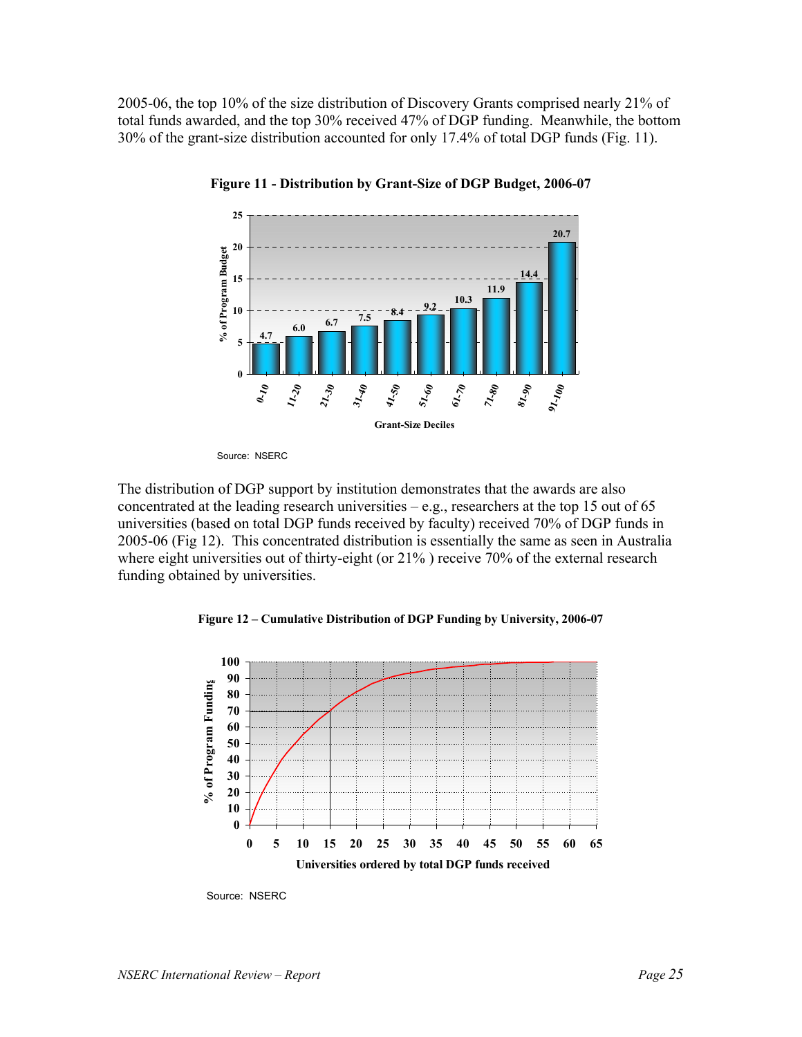2005-06, the top 10% of the size distribution of Discovery Grants comprised nearly 21% of total funds awarded, and the top 30% received 47% of DGP funding. Meanwhile, the bottom 30% of the grant-size distribution accounted for only 17.4% of total DGP funds (Fig. 11).

**Figure 11 - Distribution by Grant-Size of DGP Budget, 2006-07**

| Grant-Size Deciles | % of Program Budget |
|---|---|
| 0-10 | 4.7 |
| 11-20 | 6.0 |
| 21-30 | 6.7 |
| 31-40 | 7.5 |
| 41-50 | 8.4 |
| 51-60 | 9.2 |
| 61-70 | 10.3 |
| 71-80 | 11.9 |
| 81-90 | 14.4 |
| 91-100 | 20.7 |

Source: NSERC

The distribution of DGP support by institution demonstrates that the awards are also concentrated at the leading research universities – e.g., researchers at the top 15 out of 65 universities (based on total DGP funds received by faculty) received 70% of DGP funds in 2005-06 (Fig 12). This concentrated distribution is essentially the same as seen in Australia where eight universities out of thirty-eight (or 21% ) receive 70% of the external research funding obtained by universities.

**Figure 12 – Cumulative Distribution of DGP Funding by University, 2006-07**

Source: NSERC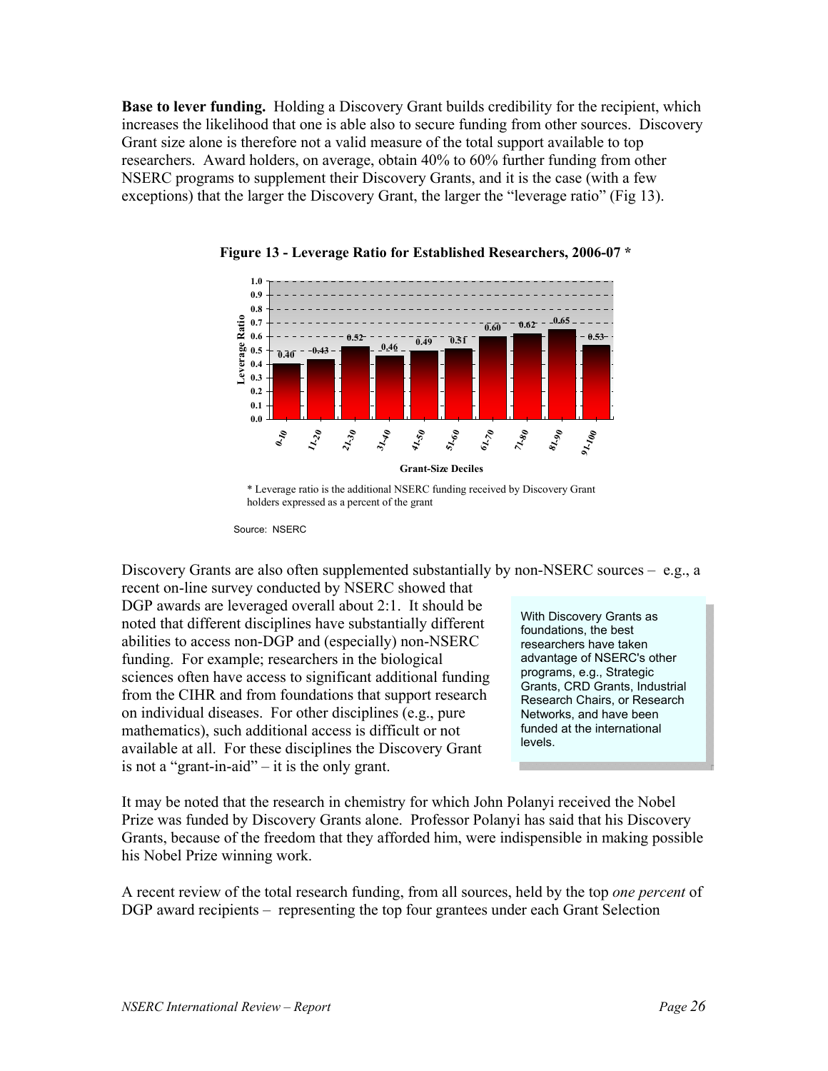**Base to lever funding.** Holding a Discovery Grant builds credibility for the recipient, which increases the likelihood that one is able also to secure funding from other sources. Discovery Grant size alone is therefore not a valid measure of the total support available to top researchers. Award holders, on average, obtain 40% to 60% further funding from other NSERC programs to supplement their Discovery Grants, and it is the case (with a few exceptions) that the larger the Discovery Grant, the larger the "leverage ratio" (Fig 13).

**Figure 13 - Leverage Ratio for Established Researchers, 2006-07 \***

| Grant-Size Deciles | Leverage Ratio |
|---|---|
| 0-10 | 0.40 |
| 11-20 | 0.43 |
| 21-30 | 0.52 |
| 31-40 | 0.46 |
| 41-50 | 0.49 |
| 51-60 | 0.51 |
| 61-70 | 0.60 |
| 71-80 | 0.62 |
| 81-90 | 0.65 |
| 91-100 | 0.53 |

\* Leverage ratio is the additional NSERC funding received by Discovery Grant holders expressed as a percent of the grant

Source: NSERC

Discovery Grants are also often supplemented substantially by non-NSERC sources – e.g., a recent on-line survey conducted by NSERC showed that DGP awards are leveraged overall about 2:1. It should be noted that different disciplines have substantially different abilities to access non-DGP and (especially) non-NSERC funding. For example; researchers in the biological sciences often have access to significant additional funding from the CIHR and from foundations that support research on individual diseases. For other disciplines (e.g., pure mathematics), such additional access is difficult or not available at all. For these disciplines the Discovery Grant is not a "grant-in-aid" – it is the only grant.

> With Discovery Grants as foundations, the best researchers have taken advantage of NSERC's other programs, e.g., Strategic Grants, CRD Grants, Industrial Research Chairs, or Research Networks, and have been funded at the international levels.

It may be noted that the research in chemistry for which John Polanyi received the Nobel Prize was funded by Discovery Grants alone. Professor Polanyi has said that his Discovery Grants, because of the freedom that they afforded him, were indispensible in making possible his Nobel Prize winning work.

A recent review of the total research funding, from all sources, held by the top *one percent* of DGP award recipients – representing the top four grantees under each Grant Selection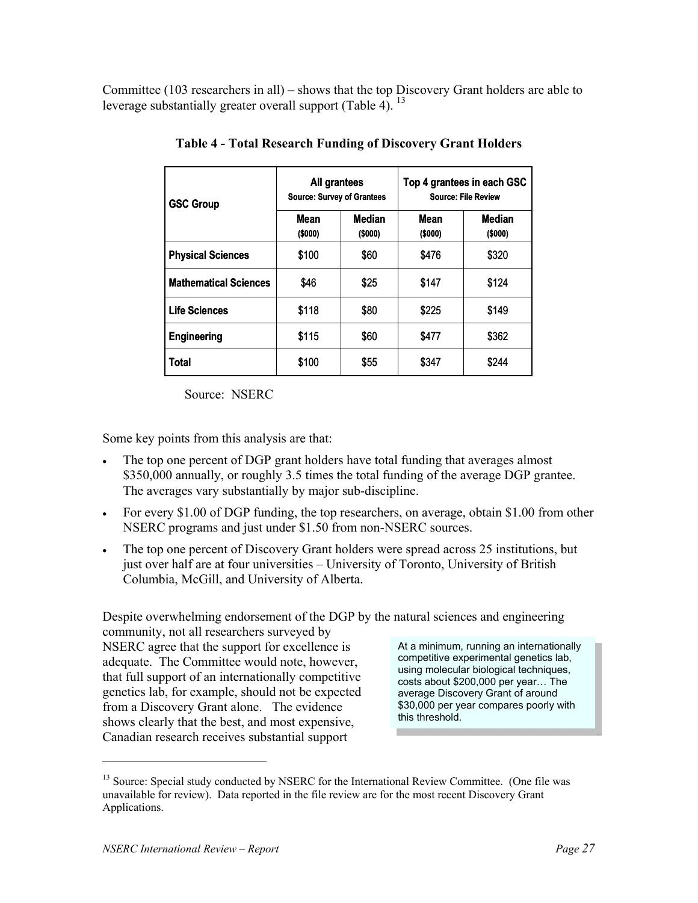Committee (103 researchers in all) – shows that the top Discovery Grant holders are able to leverage substantially greater overall support (Table 4). [13]

**Table 4 - Total Research Funding of Discovery Grant Holders**

| GSC Group | All grantees Source: Survey of Grantees | | Top 4 grantees in each GSC Source: File Review | |
|---|---|---|---|---|
| | Mean ($000) | Median ($000) | Mean ($000) | Median ($000) |
| **Physical Sciences** | $100 | $60 | $476 | $320 |
| **Mathematical Sciences** | $46 | $25 | $147 | $124 |
| **Life Sciences** | $118 | $80 | $225 | $149 |
| **Engineering** | $115 | $60 | $477 | $362 |
| **Total** | $100 | $55 | $347 | $244 |

Source: NSERC

Some key points from this analysis are that:

- The top one percent of DGP grant holders have total funding that averages almost $350,000 annually, or roughly 3.5 times the total funding of the average DGP grantee. The averages vary substantially by major sub-discipline.
- For every $1.00 of DGP funding, the top researchers, on average, obtain $1.00 from other NSERC programs and just under $1.50 from non-NSERC sources.
- The top one percent of Discovery Grant holders were spread across 25 institutions, but just over half are at four universities – University of Toronto, University of British Columbia, McGill, and University of Alberta.

Despite overwhelming endorsement of the DGP by the natural sciences and engineering community, not all researchers surveyed by NSERC agree that the support for excellence is adequate. The Committee would note, however, that full support of an internationally competitive genetics lab, for example, should not be expected from a Discovery Grant alone. The evidence shows clearly that the best, and most expensive, Canadian research receives substantial support

> At a minimum, running an internationally competitive experimental genetics lab, using molecular biological techniques, costs about $200,000 per year… The average Discovery Grant of around $30,000 per year compares poorly with this threshold.

[13] Source: Special study conducted by NSERC for the International Review Committee. (One file was unavailable for review). Data reported in the file review are for the most recent Discovery Grant Applications.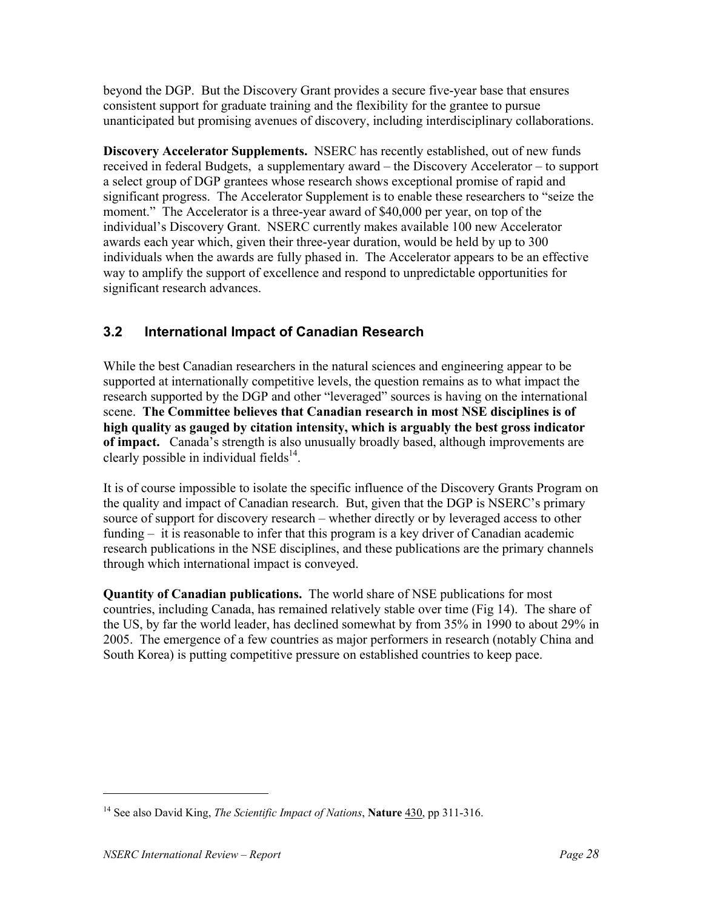beyond the DGP. But the Discovery Grant provides a secure five-year base that ensures consistent support for graduate training and the flexibility for the grantee to pursue unanticipated but promising avenues of discovery, including interdisciplinary collaborations.

**Discovery Accelerator Supplements.** NSERC has recently established, out of new funds received in federal Budgets, a supplementary award – the Discovery Accelerator – to support a select group of DGP grantees whose research shows exceptional promise of rapid and significant progress. The Accelerator Supplement is to enable these researchers to "seize the moment." The Accelerator is a three-year award of $40,000 per year, on top of the individual's Discovery Grant. NSERC currently makes available 100 new Accelerator awards each year which, given their three-year duration, would be held by up to 300 individuals when the awards are fully phased in. The Accelerator appears to be an effective way to amplify the support of excellence and respond to unpredictable opportunities for significant research advances.

## 3.2 International Impact of Canadian Research

While the best Canadian researchers in the natural sciences and engineering appear to be supported at internationally competitive levels, the question remains as to what impact the research supported by the DGP and other "leveraged" sources is having on the international scene. **The Committee believes that Canadian research in most NSE disciplines is of high quality as gauged by citation intensity, which is arguably the best gross indicator of impact.** Canada's strength is also unusually broadly based, although improvements are clearly possible in individual fields[14].

It is of course impossible to isolate the specific influence of the Discovery Grants Program on the quality and impact of Canadian research. But, given that the DGP is NSERC's primary source of support for discovery research – whether directly or by leveraged access to other funding – it is reasonable to infer that this program is a key driver of Canadian academic research publications in the NSE disciplines, and these publications are the primary channels through which international impact is conveyed.

**Quantity of Canadian publications.** The world share of NSE publications for most countries, including Canada, has remained relatively stable over time (Fig 14). The share of the US, by far the world leader, has declined somewhat by from 35% in 1990 to about 29% in 2005. The emergence of a few countries as major performers in research (notably China and South Korea) is putting competitive pressure on established countries to keep pace.

---

[14] See also David King, *The Scientific Impact of Nations*, **Nature** 430, pp 311-316.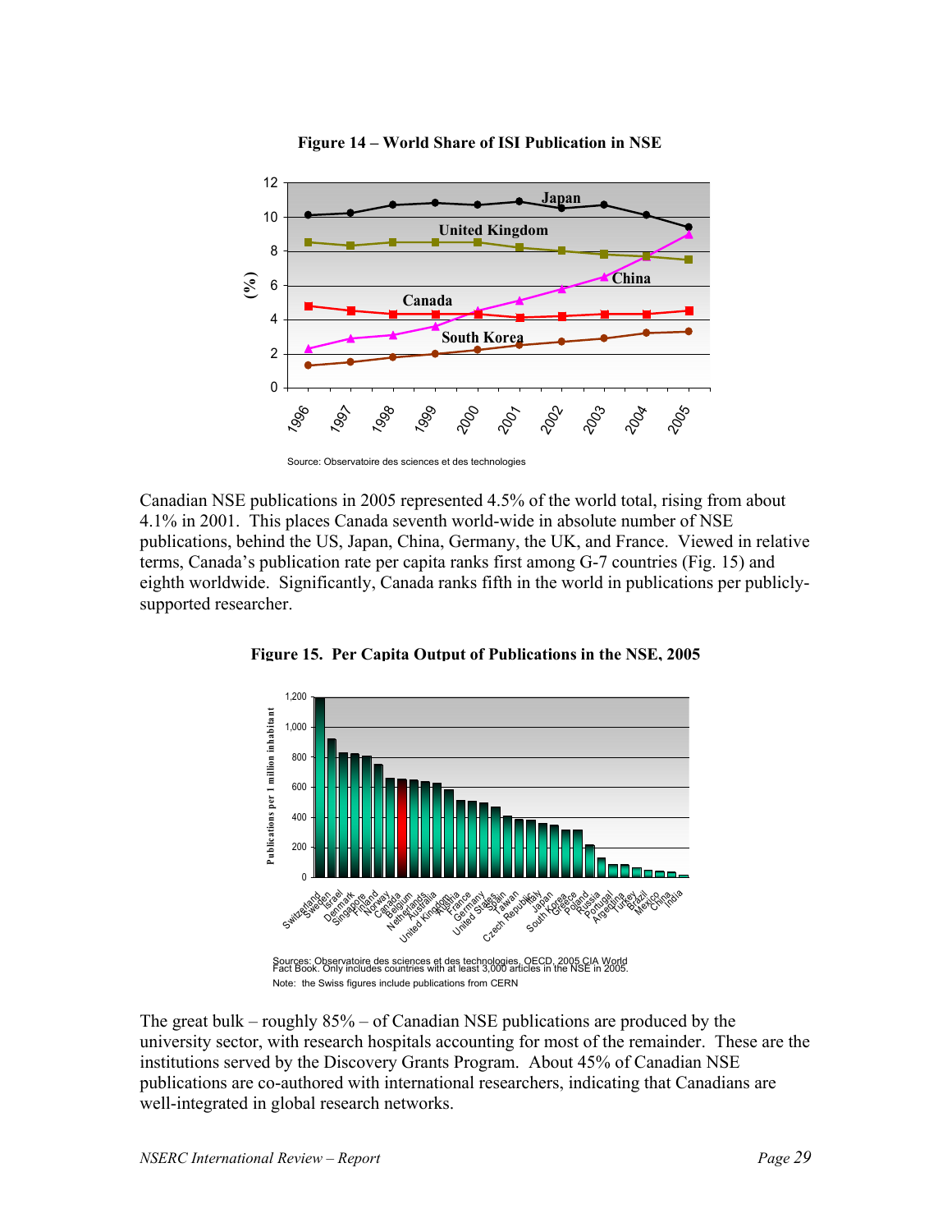**Figure 14 – World Share of ISI Publication in NSE**

Source: Observatoire des sciences et des technologies

Canadian NSE publications in 2005 represented 4.5% of the world total, rising from about 4.1% in 2001. This places Canada seventh world-wide in absolute number of NSE publications, behind the US, Japan, China, Germany, the UK, and France. Viewed in relative terms, Canada's publication rate per capita ranks first among G-7 countries (Fig. 15) and eighth worldwide. Significantly, Canada ranks fifth in the world in publications per publicly-supported researcher.

**Figure 15. Per Capita Output of Publications in the NSE, 2005**

Sources: Observatoire des sciences et des technologies, OECD, 2005 CIA World Fact Book. Only includes countries with at least 3,000 articles in the NSE in 2005.

Note: the Swiss figures include publications from CERN

The great bulk – roughly 85% – of Canadian NSE publications are produced by the university sector, with research hospitals accounting for most of the remainder. These are the institutions served by the Discovery Grants Program. About 45% of Canadian NSE publications are co-authored with international researchers, indicating that Canadians are well-integrated in global research networks.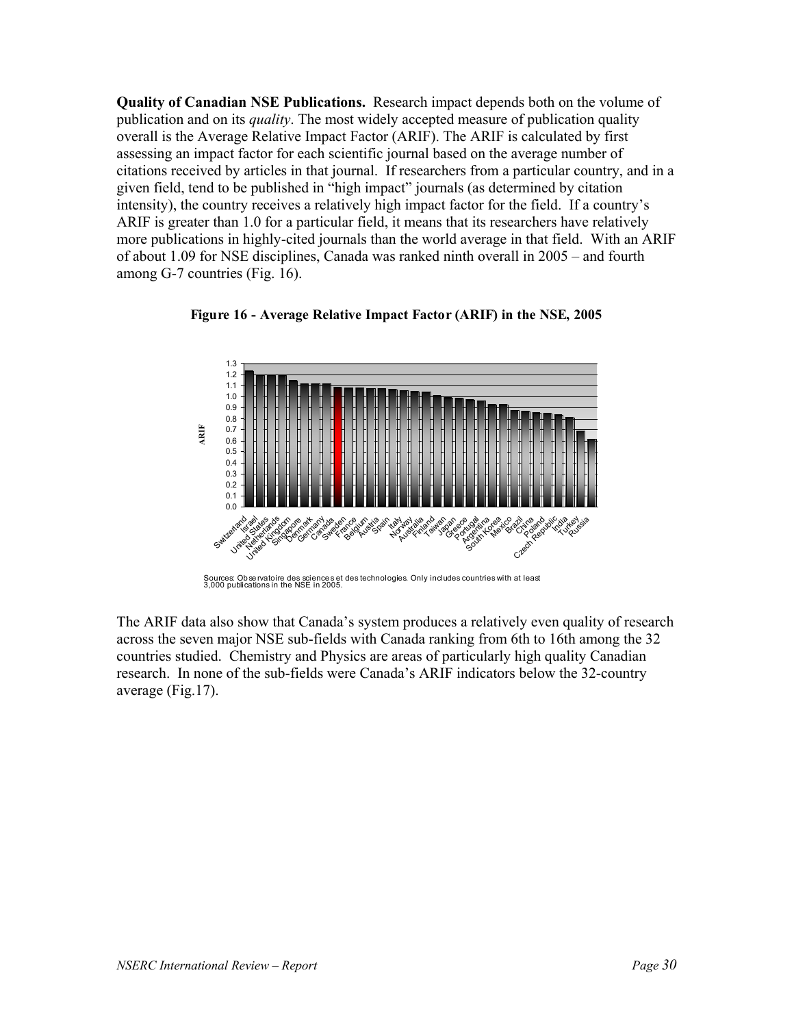**Quality of Canadian NSE Publications.** Research impact depends both on the volume of publication and on its *quality*. The most widely accepted measure of publication quality overall is the Average Relative Impact Factor (ARIF). The ARIF is calculated by first assessing an impact factor for each scientific journal based on the average number of citations received by articles in that journal. If researchers from a particular country, and in a given field, tend to be published in "high impact" journals (as determined by citation intensity), the country receives a relatively high impact factor for the field. If a country's ARIF is greater than 1.0 for a particular field, it means that its researchers have relatively more publications in highly-cited journals than the world average in that field. With an ARIF of about 1.09 for NSE disciplines, Canada was ranked ninth overall in 2005 – and fourth among G-7 countries (Fig. 16).

**Figure 16 - Average Relative Impact Factor (ARIF) in the NSE, 2005**

Sources: Observatoire des sciences et des technologies. Only includes countries with at least 3,000 publications in the NSE in 2005.

The ARIF data also show that Canada's system produces a relatively even quality of research across the seven major NSE sub-fields with Canada ranking from 6th to 16th among the 32 countries studied. Chemistry and Physics are areas of particularly high quality Canadian research. In none of the sub-fields were Canada's ARIF indicators below the 32-country average (Fig.17).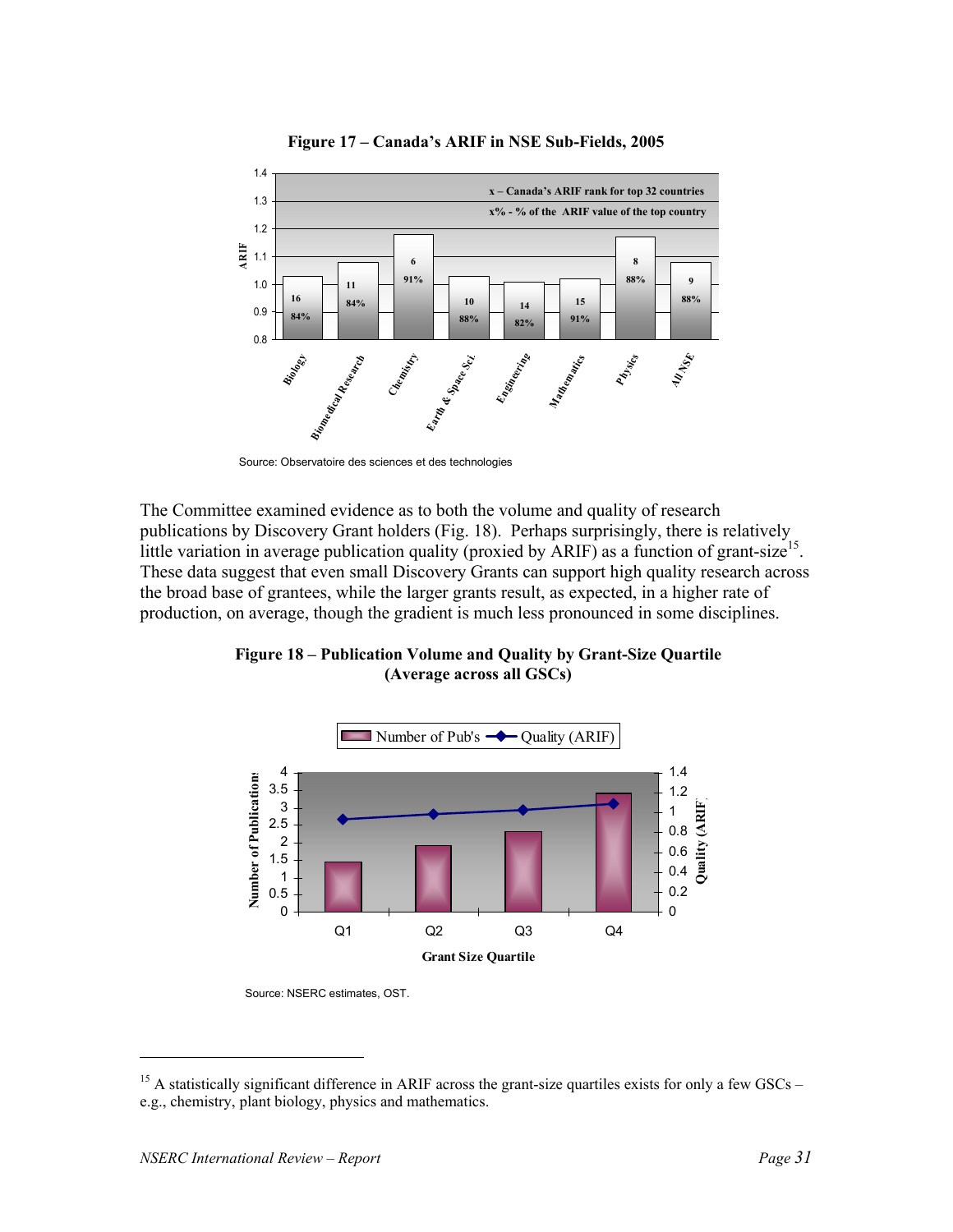**Figure 17 – Canada's ARIF in NSE Sub-Fields, 2005**

Source: Observatoire des sciences et des technologies

The Committee examined evidence as to both the volume and quality of research publications by Discovery Grant holders (Fig. 18). Perhaps surprisingly, there is relatively little variation in average publication quality (proxied by ARIF) as a function of grant-size[15]. These data suggest that even small Discovery Grants can support high quality research across the broad base of grantees, while the larger grants result, as expected, in a higher rate of production, on average, though the gradient is much less pronounced in some disciplines.

**Figure 18 – Publication Volume and Quality by Grant-Size Quartile (Average across all GSCs)**

Source: NSERC estimates, OST.

[15] A statistically significant difference in ARIF across the grant-size quartiles exists for only a few GSCs – e.g., chemistry, plant biology, physics and mathematics.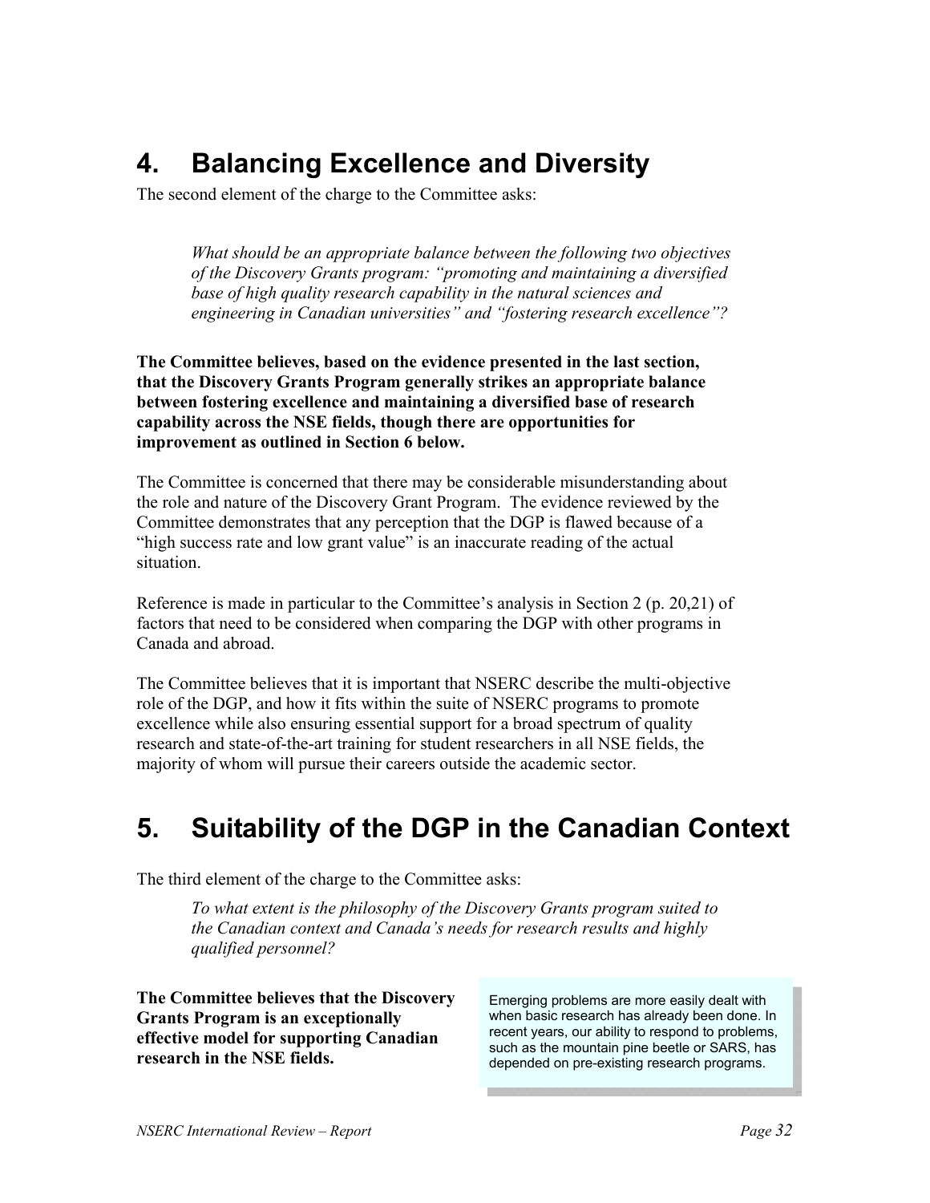# 4. Balancing Excellence and Diversity

The second element of the charge to the Committee asks:

> *What should be an appropriate balance between the following two objectives of the Discovery Grants program: "promoting and maintaining a diversified base of high quality research capability in the natural sciences and engineering in Canadian universities" and "fostering research excellence"?*

**The Committee believes, based on the evidence presented in the last section, that the Discovery Grants Program generally strikes an appropriate balance between fostering excellence and maintaining a diversified base of research capability across the NSE fields, though there are opportunities for improvement as outlined in Section 6 below.**

The Committee is concerned that there may be considerable misunderstanding about the role and nature of the Discovery Grant Program. The evidence reviewed by the Committee demonstrates that any perception that the DGP is flawed because of a "high success rate and low grant value" is an inaccurate reading of the actual situation.

Reference is made in particular to the Committee's analysis in Section 2 (p. 20,21) of factors that need to be considered when comparing the DGP with other programs in Canada and abroad.

The Committee believes that it is important that NSERC describe the multi-objective role of the DGP, and how it fits within the suite of NSERC programs to promote excellence while also ensuring essential support for a broad spectrum of quality research and state-of-the-art training for student researchers in all NSE fields, the majority of whom will pursue their careers outside the academic sector.

# 5. Suitability of the DGP in the Canadian Context

The third element of the charge to the Committee asks:

> *To what extent is the philosophy of the Discovery Grants program suited to the Canadian context and Canada's needs for research results and highly qualified personnel?*

**The Committee believes that the Discovery Grants Program is an exceptionally effective model for supporting Canadian research in the NSE fields.**

> Emerging problems are more easily dealt with when basic research has already been done. In recent years, our ability to respond to problems, such as the mountain pine beetle or SARS, has depended on pre-existing research programs.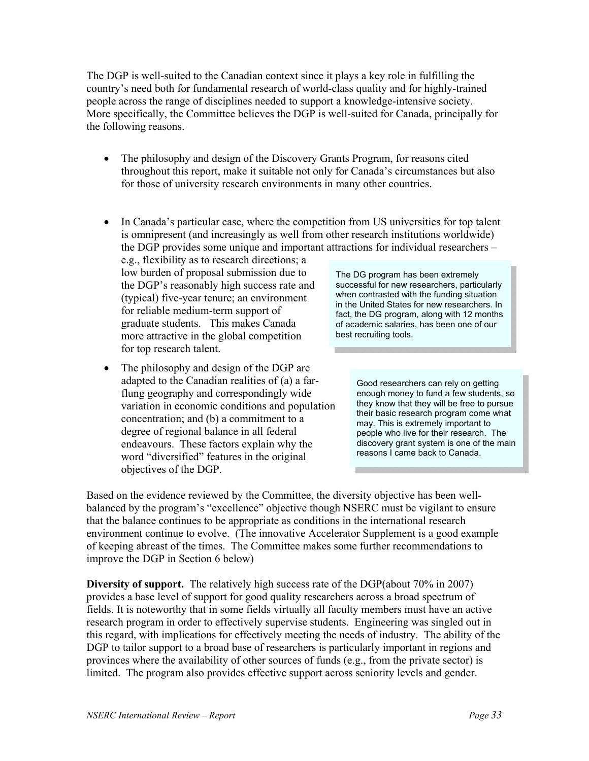The DGP is well-suited to the Canadian context since it plays a key role in fulfilling the country's need both for fundamental research of world-class quality and for highly-trained people across the range of disciplines needed to support a knowledge-intensive society. More specifically, the Committee believes the DGP is well-suited for Canada, principally for the following reasons.

- The philosophy and design of the Discovery Grants Program, for reasons cited throughout this report, make it suitable not only for Canada's circumstances but also for those of university research environments in many other countries.

- In Canada's particular case, where the competition from US universities for top talent is omnipresent (and increasingly as well from other research institutions worldwide) the DGP provides some unique and important attractions for individual researchers – e.g., flexibility as to research directions; a low burden of proposal submission due to the DGP's reasonably high success rate and (typical) five-year tenure; an environment for reliable medium-term support of graduate students. This makes Canada more attractive in the global competition for top research talent.

> The DG program has been extremely successful for new researchers, particularly when contrasted with the funding situation in the United States for new researchers. In fact, the DG program, along with 12 months of academic salaries, has been one of our best recruiting tools.

- The philosophy and design of the DGP are adapted to the Canadian realities of (a) a far-flung geography and correspondingly wide variation in economic conditions and population concentration; and (b) a commitment to a degree of regional balance in all federal endeavours. These factors explain why the word "diversified" features in the original objectives of the DGP.

> Good researchers can rely on getting enough money to fund a few students, so they know that they will be free to pursue their basic research program come what may. This is extremely important to people who live for their research. The discovery grant system is one of the main reasons I came back to Canada.

Based on the evidence reviewed by the Committee, the diversity objective has been well-balanced by the program's "excellence" objective though NSERC must be vigilant to ensure that the balance continues to be appropriate as conditions in the international research environment continue to evolve. (The innovative Accelerator Supplement is a good example of keeping abreast of the times. The Committee makes some further recommendations to improve the DGP in Section 6 below)

**Diversity of support.** The relatively high success rate of the DGP(about 70% in 2007) provides a base level of support for good quality researchers across a broad spectrum of fields. It is noteworthy that in some fields virtually all faculty members must have an active research program in order to effectively supervise students. Engineering was singled out in this regard, with implications for effectively meeting the needs of industry. The ability of the DGP to tailor support to a broad base of researchers is particularly important in regions and provinces where the availability of other sources of funds (e.g., from the private sector) is limited. The program also provides effective support across seniority levels and gender.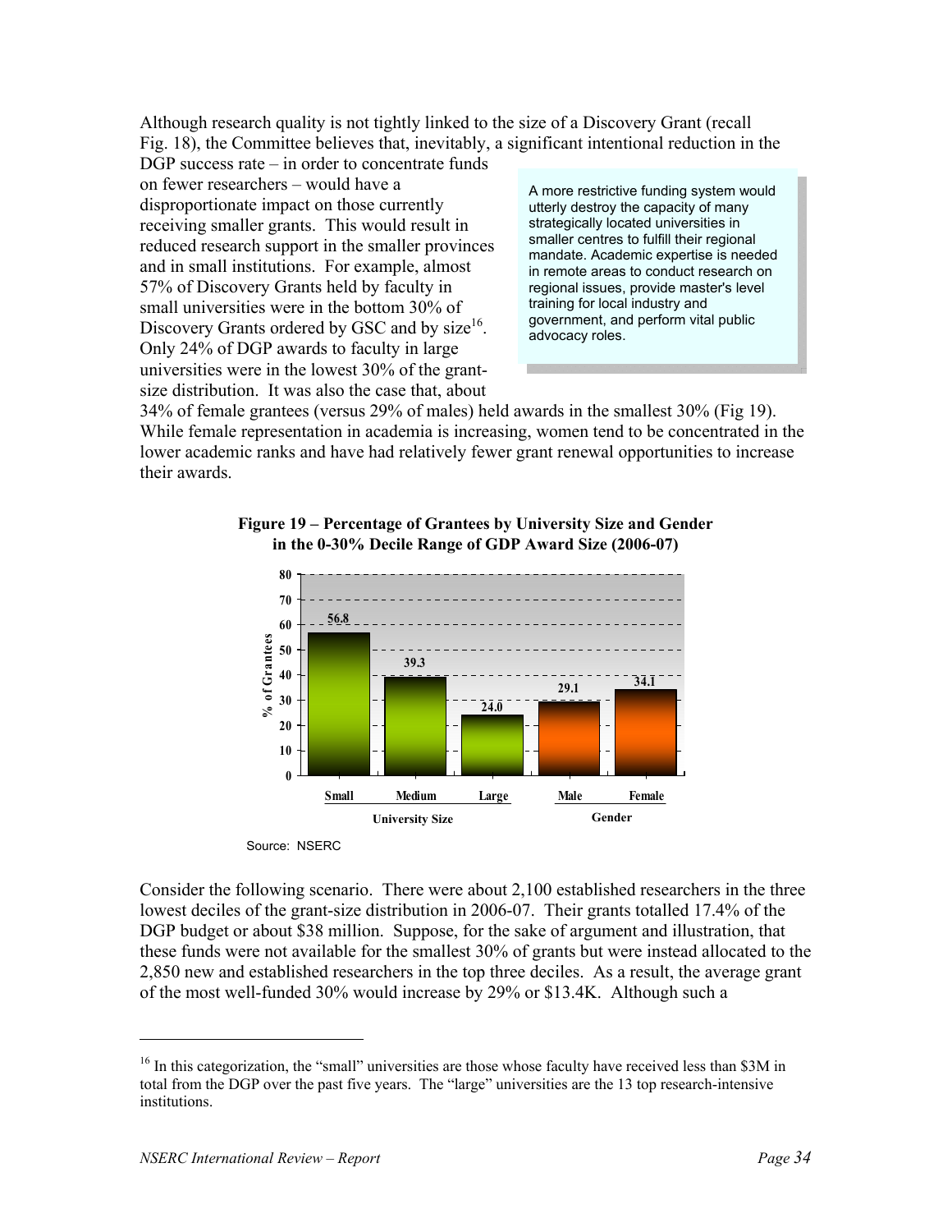Although research quality is not tightly linked to the size of a Discovery Grant (recall Fig. 18), the Committee believes that, inevitably, a significant intentional reduction in the DGP success rate – in order to concentrate funds on fewer researchers – would have a disproportionate impact on those currently receiving smaller grants. This would result in reduced research support in the smaller provinces and in small institutions. For example, almost 57% of Discovery Grants held by faculty in small universities were in the bottom 30% of Discovery Grants ordered by GSC and by size[16]. Only 24% of DGP awards to faculty in large universities were in the lowest 30% of the grant-size distribution. It was also the case that, about 34% of female grantees (versus 29% of males) held awards in the smallest 30% (Fig 19). While female representation in academia is increasing, women tend to be concentrated in the lower academic ranks and have had relatively fewer grant renewal opportunities to increase their awards.

> A more restrictive funding system would utterly destroy the capacity of many strategically located universities in smaller centres to fulfill their regional mandate. Academic expertise is needed in remote areas to conduct research on regional issues, provide master's level training for local industry and government, and perform vital public advocacy roles.

**Figure 19 – Percentage of Grantees by University Size and Gender in the 0-30% Decile Range of GDP Award Size (2006-07)**

| | University Size | | | Gender | |
|---|---|---|---|---|---|
| | Small | Medium | Large | Male | Female |
| % of Grantees | 56.8 | 39.3 | 24.0 | 29.1 | 34.1 |

Source: NSERC

Consider the following scenario. There were about 2,100 established researchers in the three lowest deciles of the grant-size distribution in 2006-07. Their grants totalled 17.4% of the DGP budget or about $38 million. Suppose, for the sake of argument and illustration, that these funds were not available for the smallest 30% of grants but were instead allocated to the 2,850 new and established researchers in the top three deciles. As a result, the average grant of the most well-funded 30% would increase by 29% or $13.4K. Although such a

[16] In this categorization, the "small" universities are those whose faculty have received less than $3M in total from the DGP over the past five years. The "large" universities are the 13 top research-intensive institutions.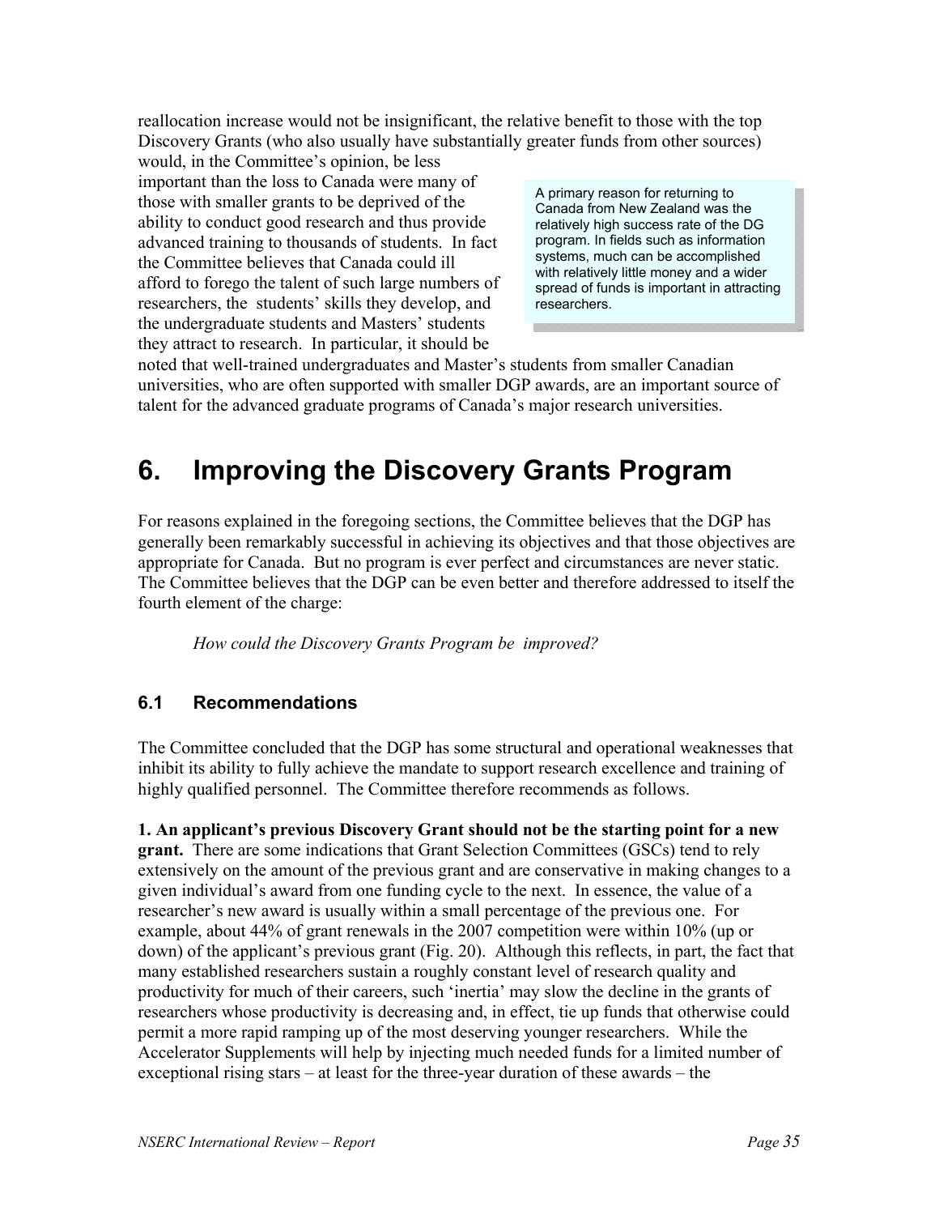reallocation increase would not be insignificant, the relative benefit to those with the top Discovery Grants (who also usually have substantially greater funds from other sources) would, in the Committee's opinion, be less important than the loss to Canada were many of those with smaller grants to be deprived of the ability to conduct good research and thus provide advanced training to thousands of students. In fact the Committee believes that Canada could ill afford to forego the talent of such large numbers of researchers, the students' skills they develop, and the undergraduate students and Masters' students they attract to research. In particular, it should be noted that well-trained undergraduates and Master's students from smaller Canadian universities, who are often supported with smaller DGP awards, are an important source of talent for the advanced graduate programs of Canada's major research universities.

> A primary reason for returning to Canada from New Zealand was the relatively high success rate of the DG program. In fields such as information systems, much can be accomplished with relatively little money and a wider spread of funds is important in attracting researchers.

# 6. Improving the Discovery Grants Program

For reasons explained in the foregoing sections, the Committee believes that the DGP has generally been remarkably successful in achieving its objectives and that those objectives are appropriate for Canada. But no program is ever perfect and circumstances are never static. The Committee believes that the DGP can be even better and therefore addressed to itself the fourth element of the charge:

*How could the Discovery Grants Program be improved?*

## 6.1 Recommendations

The Committee concluded that the DGP has some structural and operational weaknesses that inhibit its ability to fully achieve the mandate to support research excellence and training of highly qualified personnel. The Committee therefore recommends as follows.

**1. An applicant's previous Discovery Grant should not be the starting point for a new grant.** There are some indications that Grant Selection Committees (GSCs) tend to rely extensively on the amount of the previous grant and are conservative in making changes to a given individual's award from one funding cycle to the next. In essence, the value of a researcher's new award is usually within a small percentage of the previous one. For example, about 44% of grant renewals in the 2007 competition were within 10% (up or down) of the applicant's previous grant (Fig. 20). Although this reflects, in part, the fact that many established researchers sustain a roughly constant level of research quality and productivity for much of their careers, such 'inertia' may slow the decline in the grants of researchers whose productivity is decreasing and, in effect, tie up funds that otherwise could permit a more rapid ramping up of the most deserving younger researchers. While the Accelerator Supplements will help by injecting much needed funds for a limited number of exceptional rising stars – at least for the three-year duration of these awards – the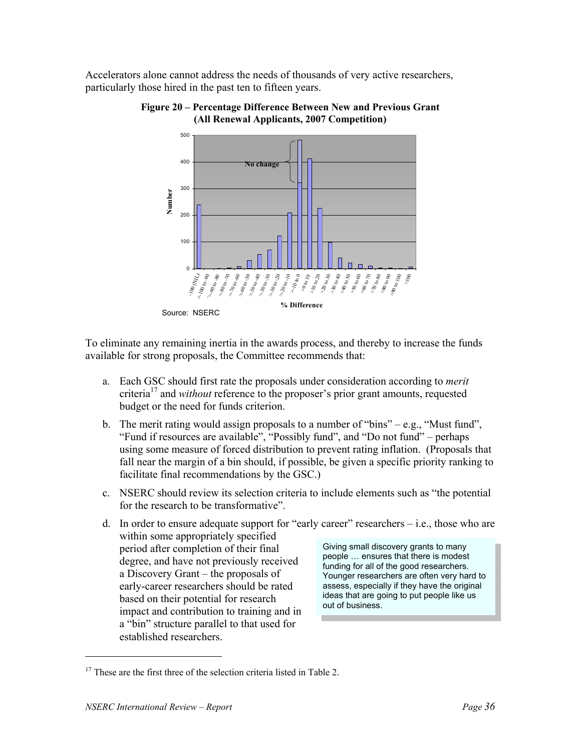Accelerators alone cannot address the needs of thousands of very active researchers, particularly those hired in the past ten to fifteen years.

**Figure 20 – Percentage Difference Between New and Previous Grant (All Renewal Applicants, 2007 Competition)**

Source: NSERC

To eliminate any remaining inertia in the awards process, and thereby to increase the funds available for strong proposals, the Committee recommends that:

a. Each GSC should first rate the proposals under consideration according to *merit* criteria[17] and *without* reference to the proposer's prior grant amounts, requested budget or the need for funds criterion.

b. The merit rating would assign proposals to a number of "bins" – e.g., "Must fund", "Fund if resources are available", "Possibly fund", and "Do not fund" – perhaps using some measure of forced distribution to prevent rating inflation. (Proposals that fall near the margin of a bin should, if possible, be given a specific priority ranking to facilitate final recommendations by the GSC.)

c. NSERC should review its selection criteria to include elements such as "the potential for the research to be transformative".

d. In order to ensure adequate support for "early career" researchers – i.e., those who are within some appropriately specified period after completion of their final degree, and have not previously received a Discovery Grant – the proposals of early-career researchers should be rated based on their potential for research impact and contribution to training and in a "bin" structure parallel to that used for established researchers.

> Giving small discovery grants to many people … ensures that there is modest funding for all of the good researchers. Younger researchers are often very hard to assess, especially if they have the original ideas that are going to put people like us out of business.

[17] These are the first three of the selection criteria listed in Table 2.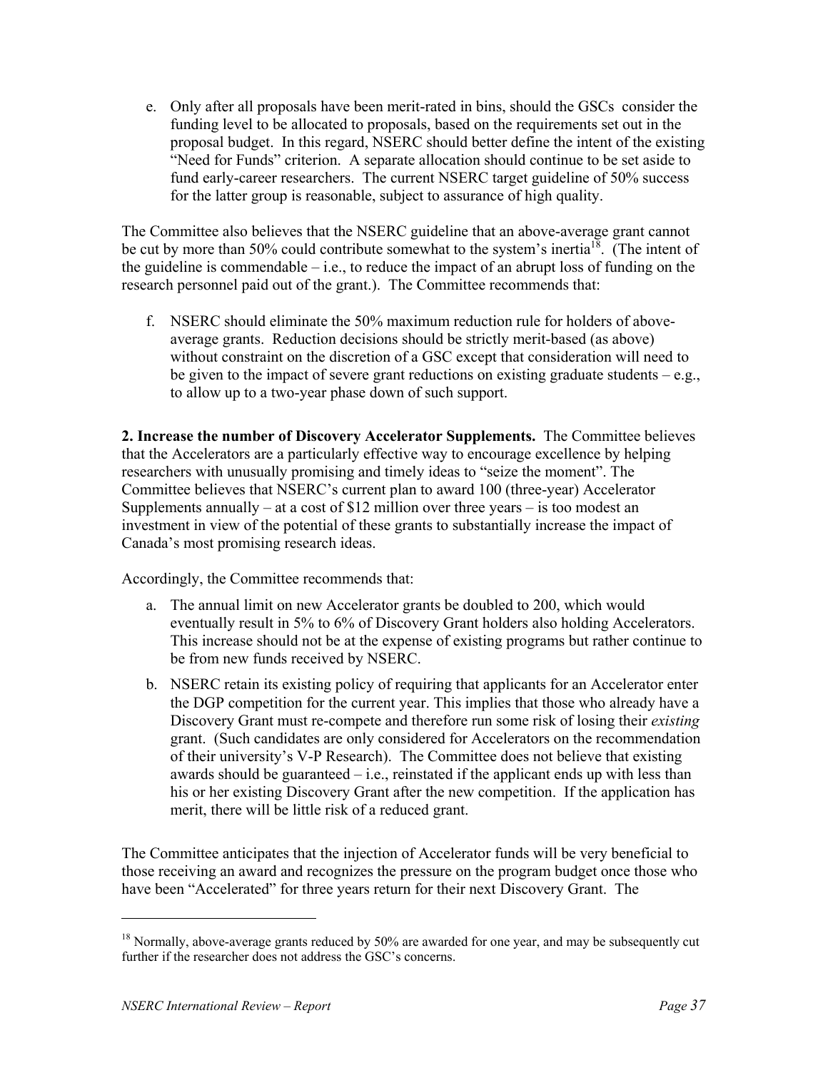e. Only after all proposals have been merit-rated in bins, should the GSCs consider the funding level to be allocated to proposals, based on the requirements set out in the proposal budget. In this regard, NSERC should better define the intent of the existing "Need for Funds" criterion. A separate allocation should continue to be set aside to fund early-career researchers. The current NSERC target guideline of 50% success for the latter group is reasonable, subject to assurance of high quality.

The Committee also believes that the NSERC guideline that an above-average grant cannot be cut by more than 50% could contribute somewhat to the system's inertia[18]. (The intent of the guideline is commendable – i.e., to reduce the impact of an abrupt loss of funding on the research personnel paid out of the grant.). The Committee recommends that:

f. NSERC should eliminate the 50% maximum reduction rule for holders of above-average grants. Reduction decisions should be strictly merit-based (as above) without constraint on the discretion of a GSC except that consideration will need to be given to the impact of severe grant reductions on existing graduate students – e.g., to allow up to a two-year phase down of such support.

**2. Increase the number of Discovery Accelerator Supplements.** The Committee believes that the Accelerators are a particularly effective way to encourage excellence by helping researchers with unusually promising and timely ideas to "seize the moment". The Committee believes that NSERC's current plan to award 100 (three-year) Accelerator Supplements annually – at a cost of $12 million over three years – is too modest an investment in view of the potential of these grants to substantially increase the impact of Canada's most promising research ideas.

Accordingly, the Committee recommends that:

a. The annual limit on new Accelerator grants be doubled to 200, which would eventually result in 5% to 6% of Discovery Grant holders also holding Accelerators. This increase should not be at the expense of existing programs but rather continue to be from new funds received by NSERC.

b. NSERC retain its existing policy of requiring that applicants for an Accelerator enter the DGP competition for the current year. This implies that those who already have a Discovery Grant must re-compete and therefore run some risk of losing their *existing* grant. (Such candidates are only considered for Accelerators on the recommendation of their university's V-P Research). The Committee does not believe that existing awards should be guaranteed – i.e., reinstated if the applicant ends up with less than his or her existing Discovery Grant after the new competition. If the application has merit, there will be little risk of a reduced grant.

The Committee anticipates that the injection of Accelerator funds will be very beneficial to those receiving an award and recognizes the pressure on the program budget once those who have been "Accelerated" for three years return for their next Discovery Grant. The

[18] Normally, above-average grants reduced by 50% are awarded for one year, and may be subsequently cut further if the researcher does not address the GSC's concerns.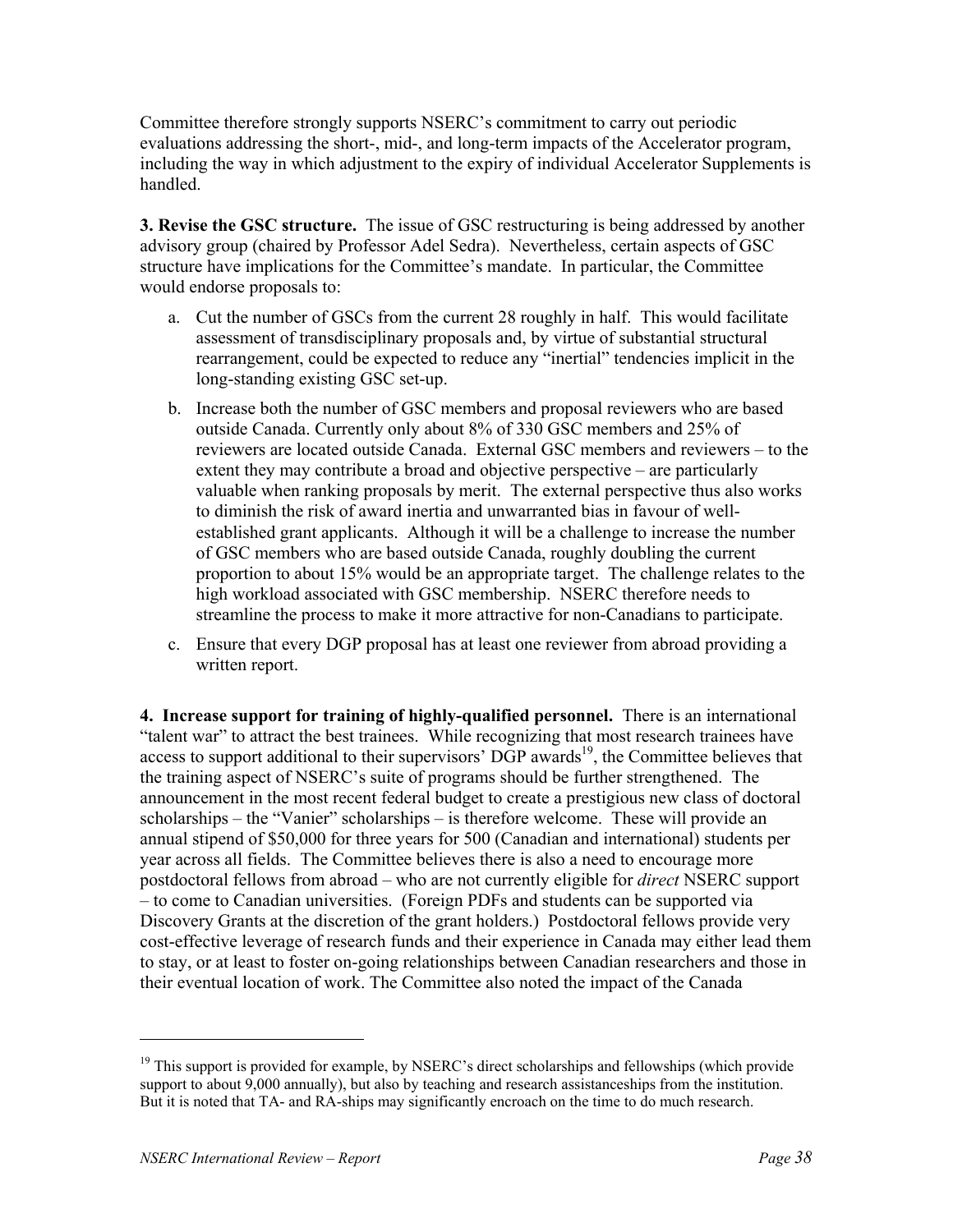Committee therefore strongly supports NSERC's commitment to carry out periodic evaluations addressing the short-, mid-, and long-term impacts of the Accelerator program, including the way in which adjustment to the expiry of individual Accelerator Supplements is handled.

**3. Revise the GSC structure.** The issue of GSC restructuring is being addressed by another advisory group (chaired by Professor Adel Sedra). Nevertheless, certain aspects of GSC structure have implications for the Committee's mandate. In particular, the Committee would endorse proposals to:

a. Cut the number of GSCs from the current 28 roughly in half. This would facilitate assessment of transdisciplinary proposals and, by virtue of substantial structural rearrangement, could be expected to reduce any "inertial" tendencies implicit in the long-standing existing GSC set-up.

b. Increase both the number of GSC members and proposal reviewers who are based outside Canada. Currently only about 8% of 330 GSC members and 25% of reviewers are located outside Canada. External GSC members and reviewers – to the extent they may contribute a broad and objective perspective – are particularly valuable when ranking proposals by merit. The external perspective thus also works to diminish the risk of award inertia and unwarranted bias in favour of well-established grant applicants. Although it will be a challenge to increase the number of GSC members who are based outside Canada, roughly doubling the current proportion to about 15% would be an appropriate target. The challenge relates to the high workload associated with GSC membership. NSERC therefore needs to streamline the process to make it more attractive for non-Canadians to participate.

c. Ensure that every DGP proposal has at least one reviewer from abroad providing a written report.

**4. Increase support for training of highly-qualified personnel.** There is an international "talent war" to attract the best trainees. While recognizing that most research trainees have access to support additional to their supervisors' DGP awards[19], the Committee believes that the training aspect of NSERC's suite of programs should be further strengthened. The announcement in the most recent federal budget to create a prestigious new class of doctoral scholarships – the "Vanier" scholarships – is therefore welcome. These will provide an annual stipend of $50,000 for three years for 500 (Canadian and international) students per year across all fields. The Committee believes there is also a need to encourage more postdoctoral fellows from abroad – who are not currently eligible for *direct* NSERC support – to come to Canadian universities. (Foreign PDFs and students can be supported via Discovery Grants at the discretion of the grant holders.) Postdoctoral fellows provide very cost-effective leverage of research funds and their experience in Canada may either lead them to stay, or at least to foster on-going relationships between Canadian researchers and those in their eventual location of work. The Committee also noted the impact of the Canada

---

[19] This support is provided for example, by NSERC's direct scholarships and fellowships (which provide support to about 9,000 annually), but also by teaching and research assistanceships from the institution. But it is noted that TA- and RA-ships may significantly encroach on the time to do much research.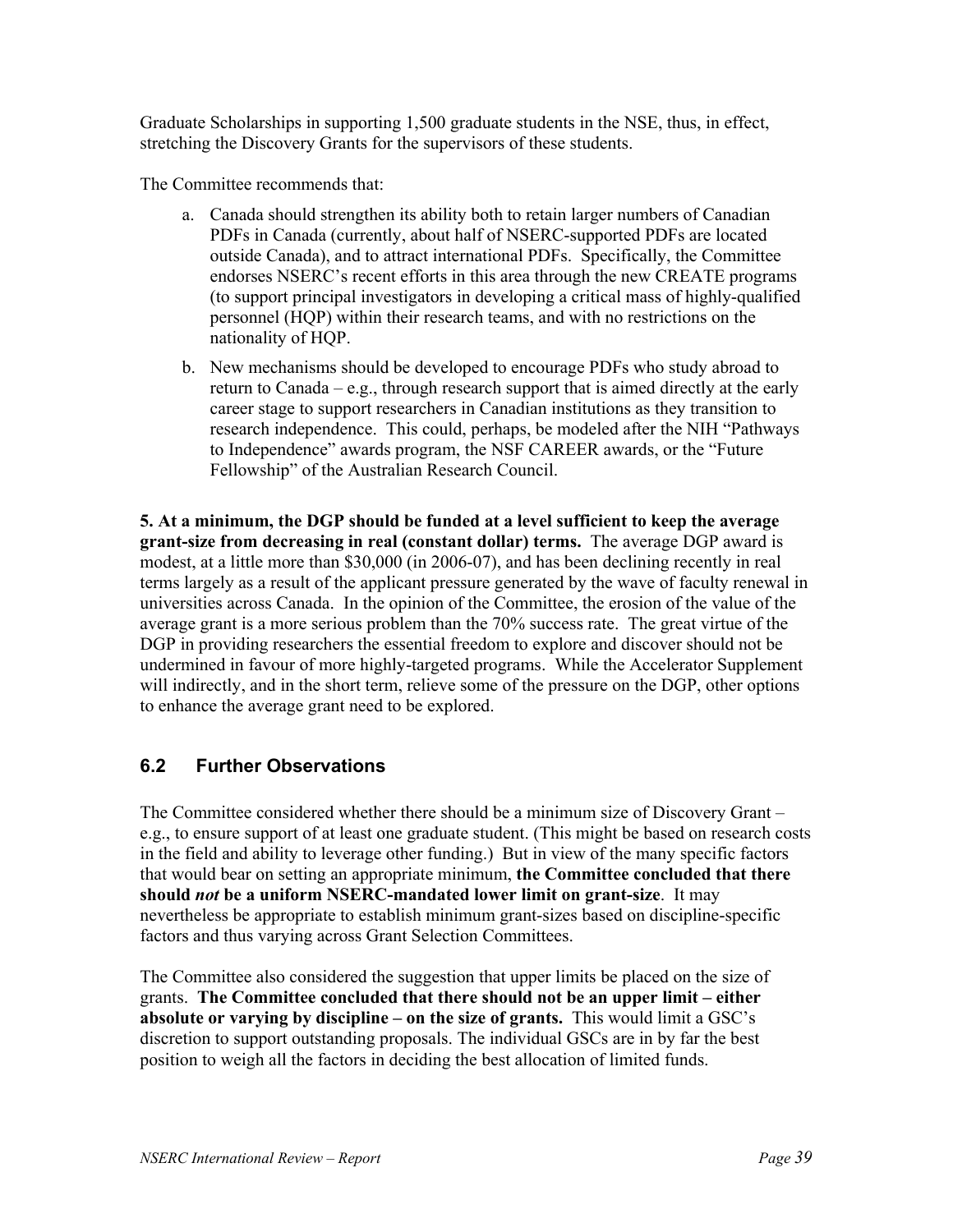Graduate Scholarships in supporting 1,500 graduate students in the NSE, thus, in effect, stretching the Discovery Grants for the supervisors of these students.

The Committee recommends that:

a. Canada should strengthen its ability both to retain larger numbers of Canadian PDFs in Canada (currently, about half of NSERC-supported PDFs are located outside Canada), and to attract international PDFs. Specifically, the Committee endorses NSERC's recent efforts in this area through the new CREATE programs (to support principal investigators in developing a critical mass of highly-qualified personnel (HQP) within their research teams, and with no restrictions on the nationality of HQP.

b. New mechanisms should be developed to encourage PDFs who study abroad to return to Canada – e.g., through research support that is aimed directly at the early career stage to support researchers in Canadian institutions as they transition to research independence. This could, perhaps, be modeled after the NIH "Pathways to Independence" awards program, the NSF CAREER awards, or the "Future Fellowship" of the Australian Research Council.

**5. At a minimum, the DGP should be funded at a level sufficient to keep the average grant-size from decreasing in real (constant dollar) terms.** The average DGP award is modest, at a little more than $30,000 (in 2006-07), and has been declining recently in real terms largely as a result of the applicant pressure generated by the wave of faculty renewal in universities across Canada. In the opinion of the Committee, the erosion of the value of the average grant is a more serious problem than the 70% success rate. The great virtue of the DGP in providing researchers the essential freedom to explore and discover should not be undermined in favour of more highly-targeted programs. While the Accelerator Supplement will indirectly, and in the short term, relieve some of the pressure on the DGP, other options to enhance the average grant need to be explored.

## 6.2 Further Observations

The Committee considered whether there should be a minimum size of Discovery Grant – e.g., to ensure support of at least one graduate student. (This might be based on research costs in the field and ability to leverage other funding.) But in view of the many specific factors that would bear on setting an appropriate minimum, **the Committee concluded that there should *not* be a uniform NSERC-mandated lower limit on grant-size**. It may nevertheless be appropriate to establish minimum grant-sizes based on discipline-specific factors and thus varying across Grant Selection Committees.

The Committee also considered the suggestion that upper limits be placed on the size of grants. **The Committee concluded that there should not be an upper limit – either absolute or varying by discipline – on the size of grants.** This would limit a GSC's discretion to support outstanding proposals. The individual GSCs are in by far the best position to weigh all the factors in deciding the best allocation of limited funds.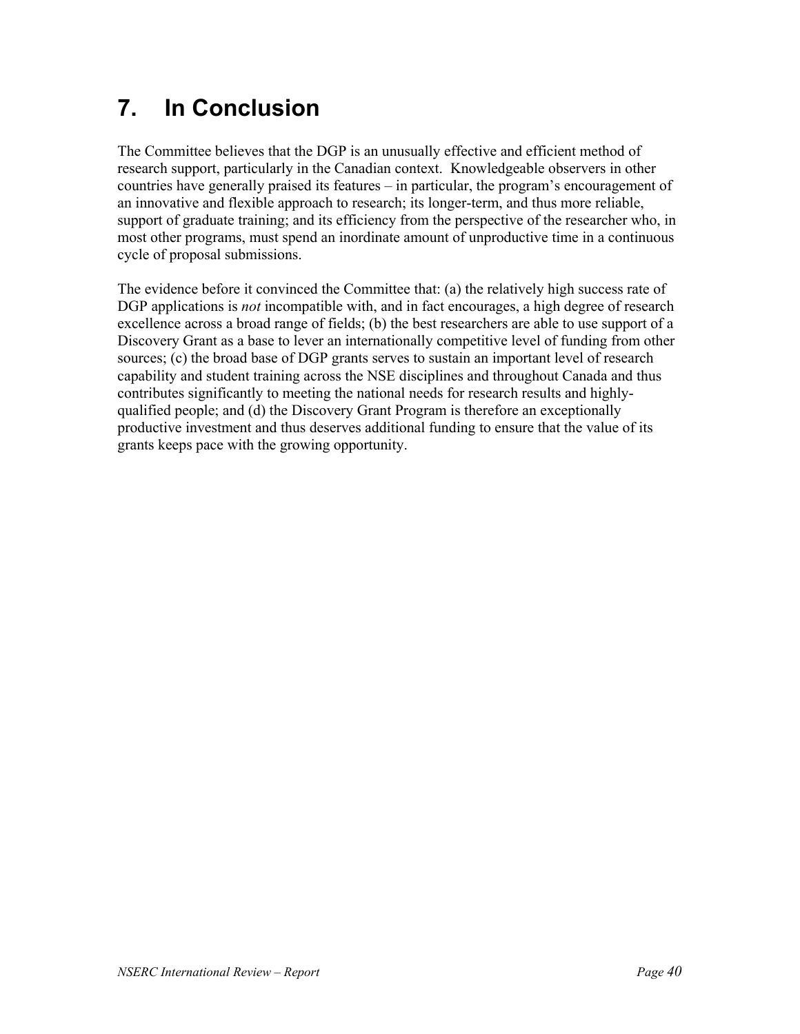# 7. In Conclusion

The Committee believes that the DGP is an unusually effective and efficient method of research support, particularly in the Canadian context. Knowledgeable observers in other countries have generally praised its features – in particular, the program's encouragement of an innovative and flexible approach to research; its longer-term, and thus more reliable, support of graduate training; and its efficiency from the perspective of the researcher who, in most other programs, must spend an inordinate amount of unproductive time in a continuous cycle of proposal submissions.

The evidence before it convinced the Committee that: (a) the relatively high success rate of DGP applications is *not* incompatible with, and in fact encourages, a high degree of research excellence across a broad range of fields; (b) the best researchers are able to use support of a Discovery Grant as a base to lever an internationally competitive level of funding from other sources; (c) the broad base of DGP grants serves to sustain an important level of research capability and student training across the NSE disciplines and throughout Canada and thus contributes significantly to meeting the national needs for research results and highly-qualified people; and (d) the Discovery Grant Program is therefore an exceptionally productive investment and thus deserves additional funding to ensure that the value of its grants keeps pace with the growing opportunity.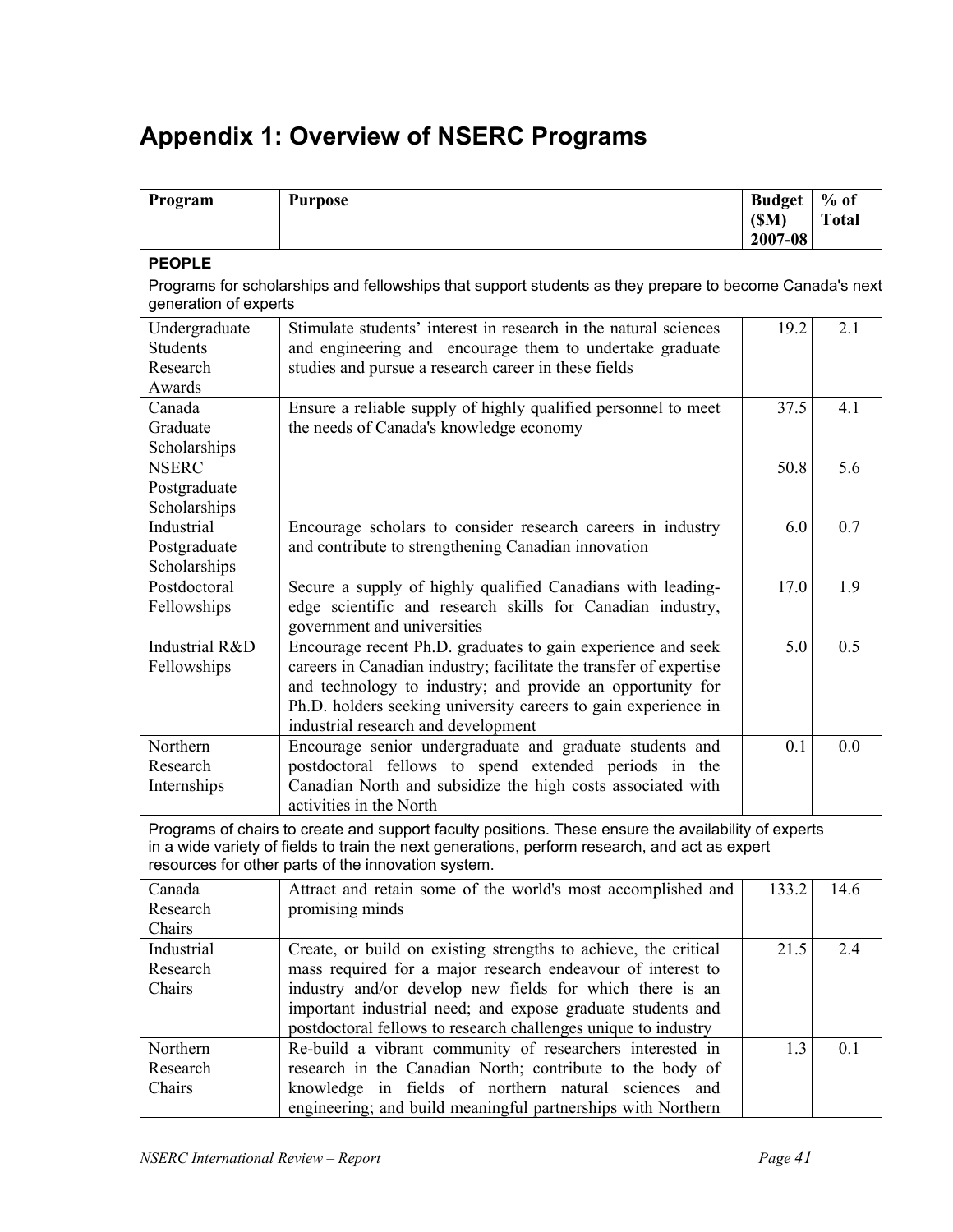# Appendix 1: Overview of NSERC Programs

| Program | Purpose | Budget ($M) 2007-08 | % of Total |
|---|---|---|---|
| **PEOPLE** Programs for scholarships and fellowships that support students as they prepare to become Canada's next generation of experts | | | |
| Undergraduate Students Research Awards | Stimulate students' interest in research in the natural sciences and engineering and encourage them to undertake graduate studies and pursue a research career in these fields | 19.2 | 2.1 |
| Canada Graduate Scholarships | Ensure a reliable supply of highly qualified personnel to meet the needs of Canada's knowledge economy | 37.5 | 4.1 |
| NSERC Postgraduate Scholarships | | 50.8 | 5.6 |
| Industrial Postgraduate Scholarships | Encourage scholars to consider research careers in industry and contribute to strengthening Canadian innovation | 6.0 | 0.7 |
| Postdoctoral Fellowships | Secure a supply of highly qualified Canadians with leading-edge scientific and research skills for Canadian industry, government and universities | 17.0 | 1.9 |
| Industrial R&D Fellowships | Encourage recent Ph.D. graduates to gain experience and seek careers in Canadian industry; facilitate the transfer of expertise and technology to industry; and provide an opportunity for Ph.D. holders seeking university careers to gain experience in industrial research and development | 5.0 | 0.5 |
| Northern Research Internships | Encourage senior undergraduate and graduate students and postdoctoral fellows to spend extended periods in the Canadian North and subsidize the high costs associated with activities in the North | 0.1 | 0.0 |
| Programs of chairs to create and support faculty positions. These ensure the availability of experts in a wide variety of fields to train the next generations, perform research, and act as expert resources for other parts of the innovation system. | | | |
| Canada Research Chairs | Attract and retain some of the world's most accomplished and promising minds | 133.2 | 14.6 |
| Industrial Research Chairs | Create, or build on existing strengths to achieve, the critical mass required for a major research endeavour of interest to industry and/or develop new fields for which there is an important industrial need; and expose graduate students and postdoctoral fellows to research challenges unique to industry | 21.5 | 2.4 |
| Northern Research Chairs | Re-build a vibrant community of researchers interested in research in the Canadian North; contribute to the body of knowledge in fields of northern natural sciences and engineering; and build meaningful partnerships with Northern | 1.3 | 0.1 |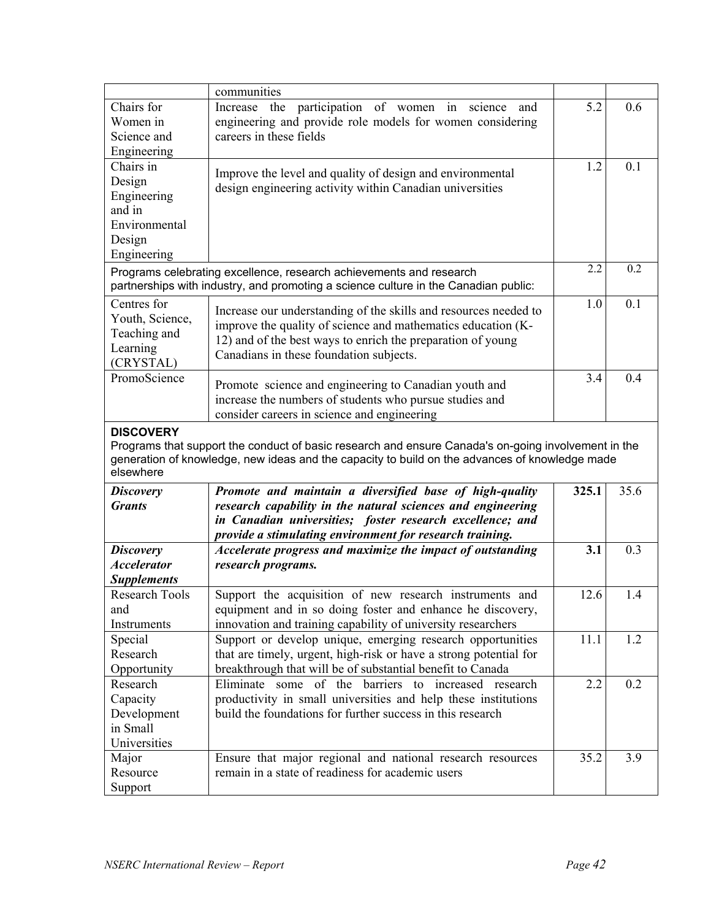| | | | |
|---|---|---|---|
| | communities | | |
| Chairs for Women in Science and Engineering | Increase the participation of women in science and engineering and provide role models for women considering careers in these fields | 5.2 | 0.6 |
| Chairs in Design Engineering and in Environmental Design Engineering | Improve the level and quality of design and environmental design engineering activity within Canadian universities | 1.2 | 0.1 |
| Programs celebrating excellence, research achievements and research partnerships with industry, and promoting a science culture in the Canadian public: | | 2.2 | 0.2 |
| Centres for Youth, Science, Teaching and Learning (CRYSTAL) | Increase our understanding of the skills and resources needed to improve the quality of science and mathematics education (K-12) and of the best ways to enrich the preparation of young Canadians in these foundation subjects. | 1.0 | 0.1 |
| PromoScience | Promote science and engineering to Canadian youth and increase the numbers of students who pursue studies and consider careers in science and engineering | 3.4 | 0.4 |
| **DISCOVERY** Programs that support the conduct of basic research and ensure Canada's on-going involvement in the generation of knowledge, new ideas and the capacity to build on the advances of knowledge made elsewhere | | | |
| ***Discovery Grants*** | ***Promote and maintain a diversified base of high-quality research capability in the natural sciences and engineering in Canadian universities; foster research excellence; and provide a stimulating environment for research training.*** | **325.1** | 35.6 |
| ***Discovery Accelerator Supplements*** | ***Accelerate progress and maximize the impact of outstanding research programs.*** | **3.1** | 0.3 |
| Research Tools and Instruments | Support the acquisition of new research instruments and equipment and in so doing foster and enhance he discovery, innovation and training capability of university researchers | 12.6 | 1.4 |
| Special Research Opportunity | Support or develop unique, emerging research opportunities that are timely, urgent, high-risk or have a strong potential for breakthrough that will be of substantial benefit to Canada | 11.1 | 1.2 |
| Research Capacity Development in Small Universities | Eliminate some of the barriers to increased research productivity in small universities and help these institutions build the foundations for further success in this research | 2.2 | 0.2 |
| Major Resource Support | Ensure that major regional and national research resources remain in a state of readiness for academic users | 35.2 | 3.9 |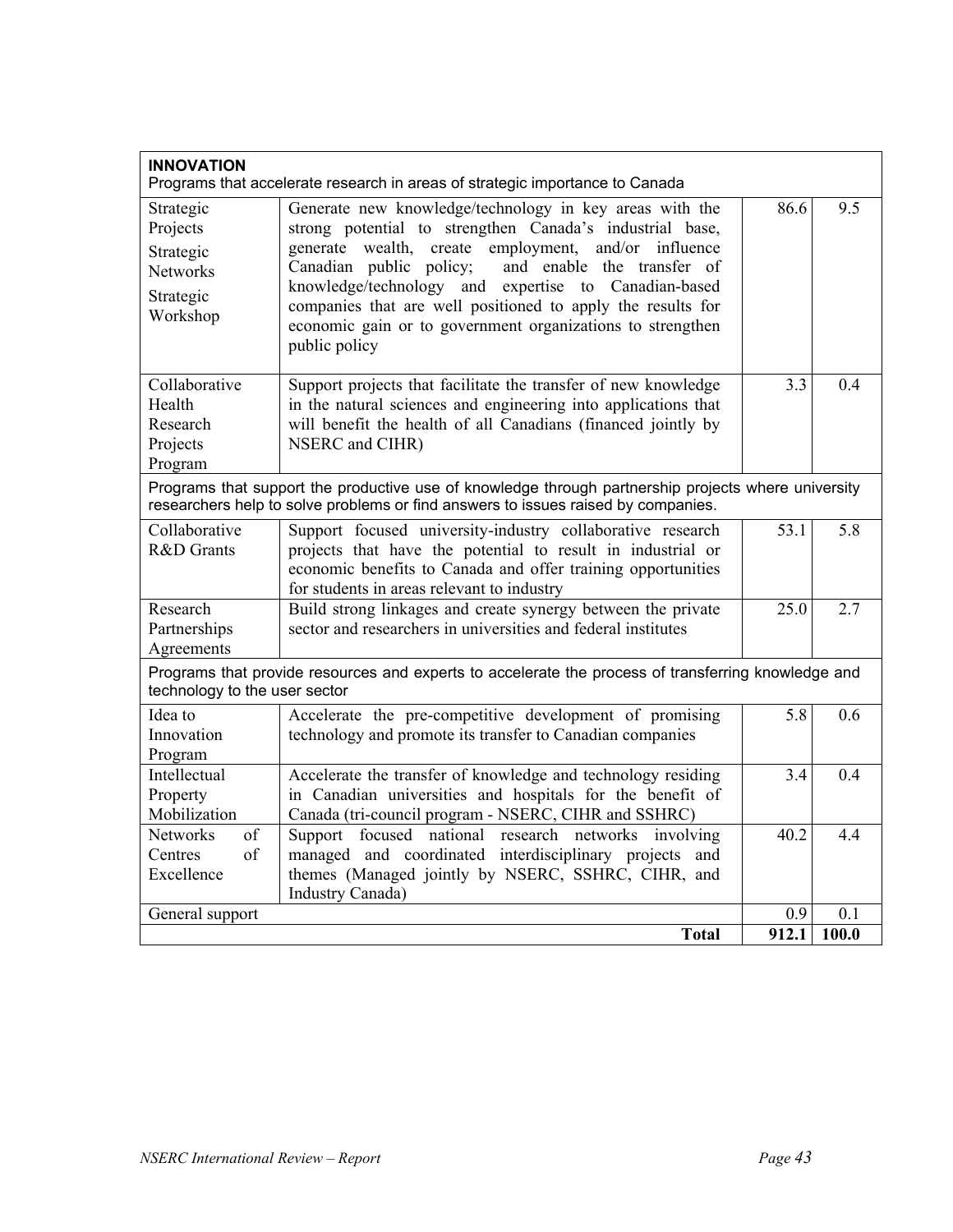| **INNOVATION**<br>Programs that accelerate research in areas of strategic importance to Canada | | | |
|---|---|---|---|
| Strategic Projects<br>Strategic Networks<br>Strategic Workshop | Generate new knowledge/technology in key areas with the strong potential to strengthen Canada's industrial base, generate wealth, create employment, and/or influence Canadian public policy; and enable the transfer of knowledge/technology and expertise to Canadian-based companies that are well positioned to apply the results for economic gain or to government organizations to strengthen public policy | 86.6 | 9.5 |
| Collaborative Health Research Projects Program | Support projects that facilitate the transfer of new knowledge in the natural sciences and engineering into applications that will benefit the health of all Canadians (financed jointly by NSERC and CIHR) | 3.3 | 0.4 |
| Programs that support the productive use of knowledge through partnership projects where university researchers help to solve problems or find answers to issues raised by companies. | | | |
| Collaborative R&D Grants | Support focused university-industry collaborative research projects that have the potential to result in industrial or economic benefits to Canada and offer training opportunities for students in areas relevant to industry | 53.1 | 5.8 |
| Research Partnerships Agreements | Build strong linkages and create synergy between the private sector and researchers in universities and federal institutes | 25.0 | 2.7 |
| Programs that provide resources and experts to accelerate the process of transferring knowledge and technology to the user sector | | | |
| Idea to Innovation Program | Accelerate the pre-competitive development of promising technology and promote its transfer to Canadian companies | 5.8 | 0.6 |
| Intellectual Property Mobilization | Accelerate the transfer of knowledge and technology residing in Canadian universities and hospitals for the benefit of Canada (tri-council program - NSERC, CIHR and SSHRC) | 3.4 | 0.4 |
| Networks of Centres of Excellence | Support focused national research networks involving managed and coordinated interdisciplinary projects and themes (Managed jointly by NSERC, SSHRC, CIHR, and Industry Canada) | 40.2 | 4.4 |
| General support | | 0.9 | 0.1 |
| | **Total** | **912.1** | **100.0** |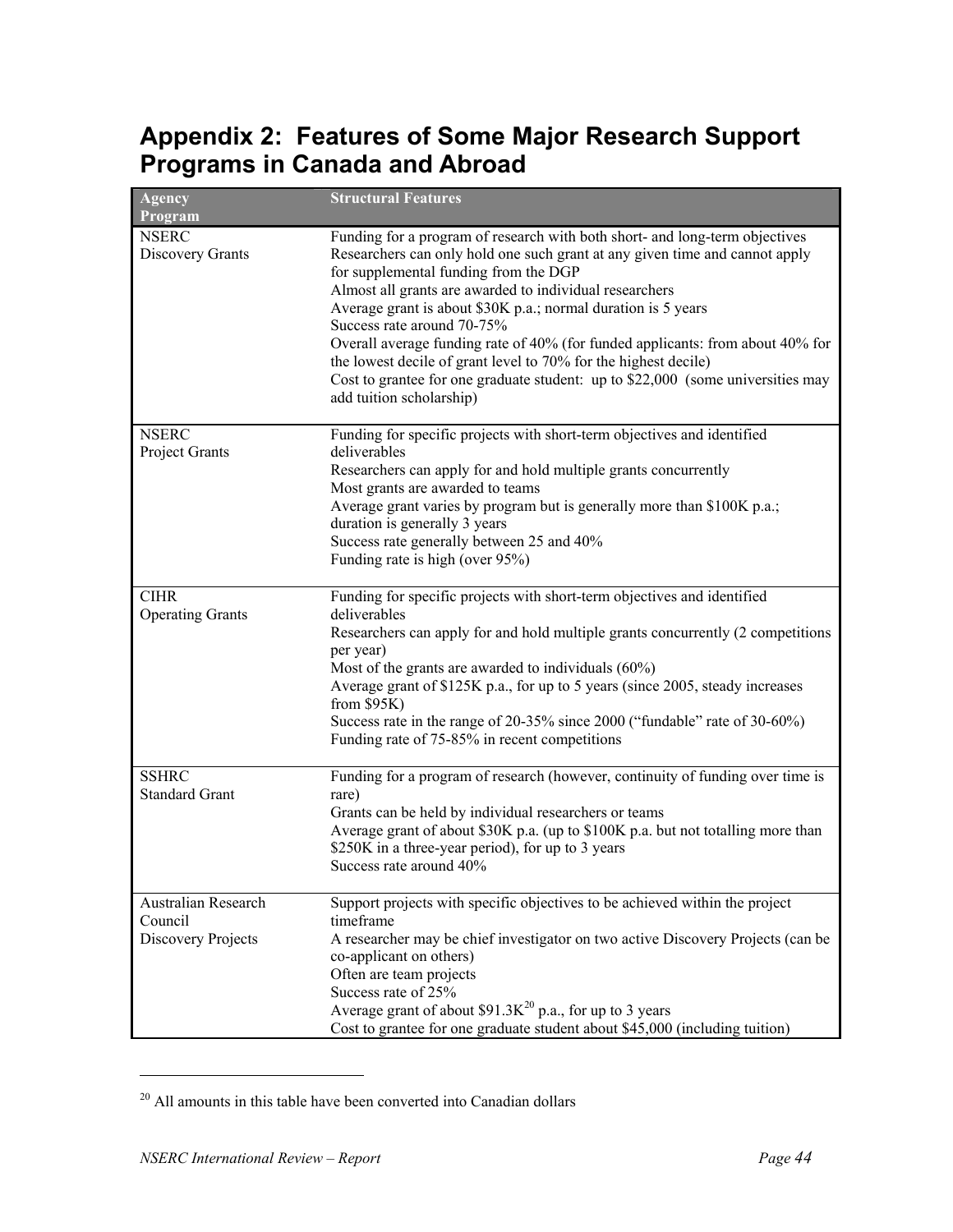# Appendix 2: Features of Some Major Research Support Programs in Canada and Abroad

| Agency Program | Structural Features |
| --- | --- |
| NSERC Discovery Grants | Funding for a program of research with both short- and long-term objectives<br>Researchers can only hold one such grant at any given time and cannot apply for supplemental funding from the DGP<br>Almost all grants are awarded to individual researchers<br>Average grant is about \$30K p.a.; normal duration is 5 years<br>Success rate around 70-75%<br>Overall average funding rate of 40% (for funded applicants: from about 40% for the lowest decile of grant level to 70% for the highest decile)<br>Cost to grantee for one graduate student: up to \$22,000 (some universities may add tuition scholarship) |
| NSERC Project Grants | Funding for specific projects with short-term objectives and identified deliverables<br>Researchers can apply for and hold multiple grants concurrently<br>Most grants are awarded to teams<br>Average grant varies by program but is generally more than \$100K p.a.; duration is generally 3 years<br>Success rate generally between 25 and 40%<br>Funding rate is high (over 95%) |
| CIHR Operating Grants | Funding for specific projects with short-term objectives and identified deliverables<br>Researchers can apply for and hold multiple grants concurrently (2 competitions per year)<br>Most of the grants are awarded to individuals (60%)<br>Average grant of \$125K p.a., for up to 5 years (since 2005, steady increases from \$95K)<br>Success rate in the range of 20-35% since 2000 ("fundable" rate of 30-60%)<br>Funding rate of 75-85% in recent competitions |
| SSHRC Standard Grant | Funding for a program of research (however, continuity of funding over time is rare)<br>Grants can be held by individual researchers or teams<br>Average grant of about \$30K p.a. (up to \$100K p.a. but not totalling more than \$250K in a three-year period), for up to 3 years<br>Success rate around 40% |
| Australian Research Council Discovery Projects | Support projects with specific objectives to be achieved within the project timeframe<br>A researcher may be chief investigator on two active Discovery Projects (can be co-applicant on others)<br>Often are team projects<br>Success rate of 25%<br>Average grant of about \$91.3K[20] p.a., for up to 3 years<br>Cost to grantee for one graduate student about \$45,000 (including tuition) |

[20] All amounts in this table have been converted into Canadian dollars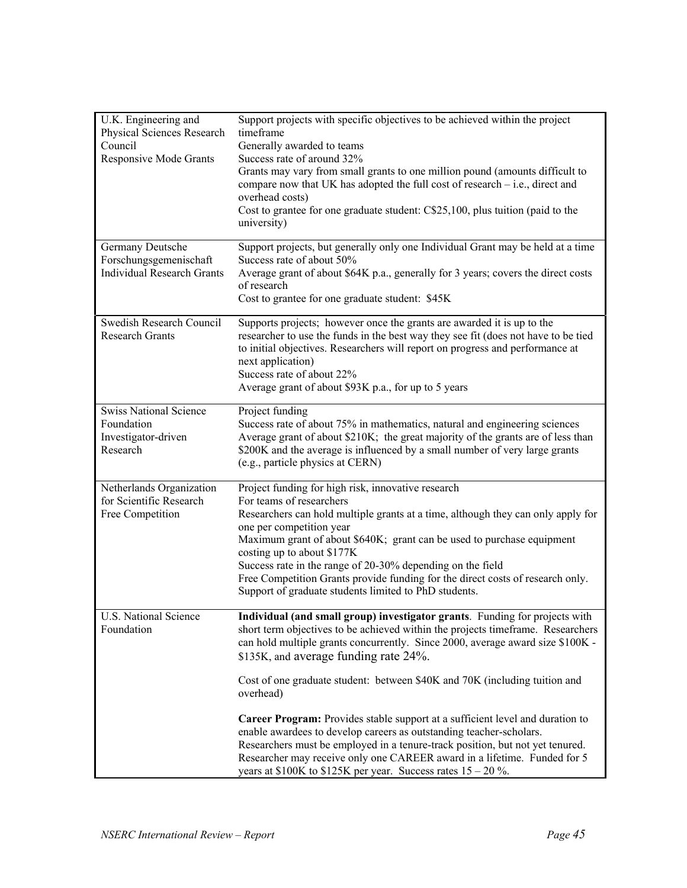| | |
|---|---|
| U.K. Engineering and Physical Sciences Research Council<br>Responsive Mode Grants | Support projects with specific objectives to be achieved within the project timeframe<br>Generally awarded to teams<br>Success rate of around 32%<br>Grants may vary from small grants to one million pound (amounts difficult to compare now that UK has adopted the full cost of research – i.e., direct and overhead costs)<br>Cost to grantee for one graduate student: C$25,100, plus tuition (paid to the university) |
| Germany Deutsche Forschungsgemenischaft<br>Individual Research Grants | Support projects, but generally only one Individual Grant may be held at a time<br>Success rate of about 50%<br>Average grant of about $64K p.a., generally for 3 years; covers the direct costs of research<br>Cost to grantee for one graduate student: $45K |
| Swedish Research Council<br>Research Grants | Supports projects; however once the grants are awarded it is up to the researcher to use the funds in the best way they see fit (does not have to be tied to initial objectives. Researchers will report on progress and performance at next application)<br>Success rate of about 22%<br>Average grant of about $93K p.a., for up to 5 years |
| Swiss National Science Foundation<br>Investigator-driven Research | Project funding<br>Success rate of about 75% in mathematics, natural and engineering sciences<br>Average grant of about $210K; the great majority of the grants are of less than $200K and the average is influenced by a small number of very large grants (e.g., particle physics at CERN) |
| Netherlands Organization for Scientific Research<br>Free Competition | Project funding for high risk, innovative research<br>For teams of researchers<br>Researchers can hold multiple grants at a time, although they can only apply for one per competition year<br>Maximum grant of about $640K; grant can be used to purchase equipment costing up to about $177K<br>Success rate in the range of 20-30% depending on the field<br>Free Competition Grants provide funding for the direct costs of research only. Support of graduate students limited to PhD students. |
| U.S. National Science Foundation | **Individual (and small group) investigator grants**. Funding for projects with short term objectives to be achieved within the projects timeframe. Researchers can hold multiple grants concurrently. Since 2000, average award size $100K - $135K, and average funding rate 24%.<br><br>Cost of one graduate student: between $40K and 70K (including tuition and overhead)<br><br>**Career Program:** Provides stable support at a sufficient level and duration to enable awardees to develop careers as outstanding teacher-scholars. Researchers must be employed in a tenure-track position, but not yet tenured. Researcher may receive only one CAREER award in a lifetime. Funded for 5 years at $100K to $125K per year. Success rates 15 – 20 %. |